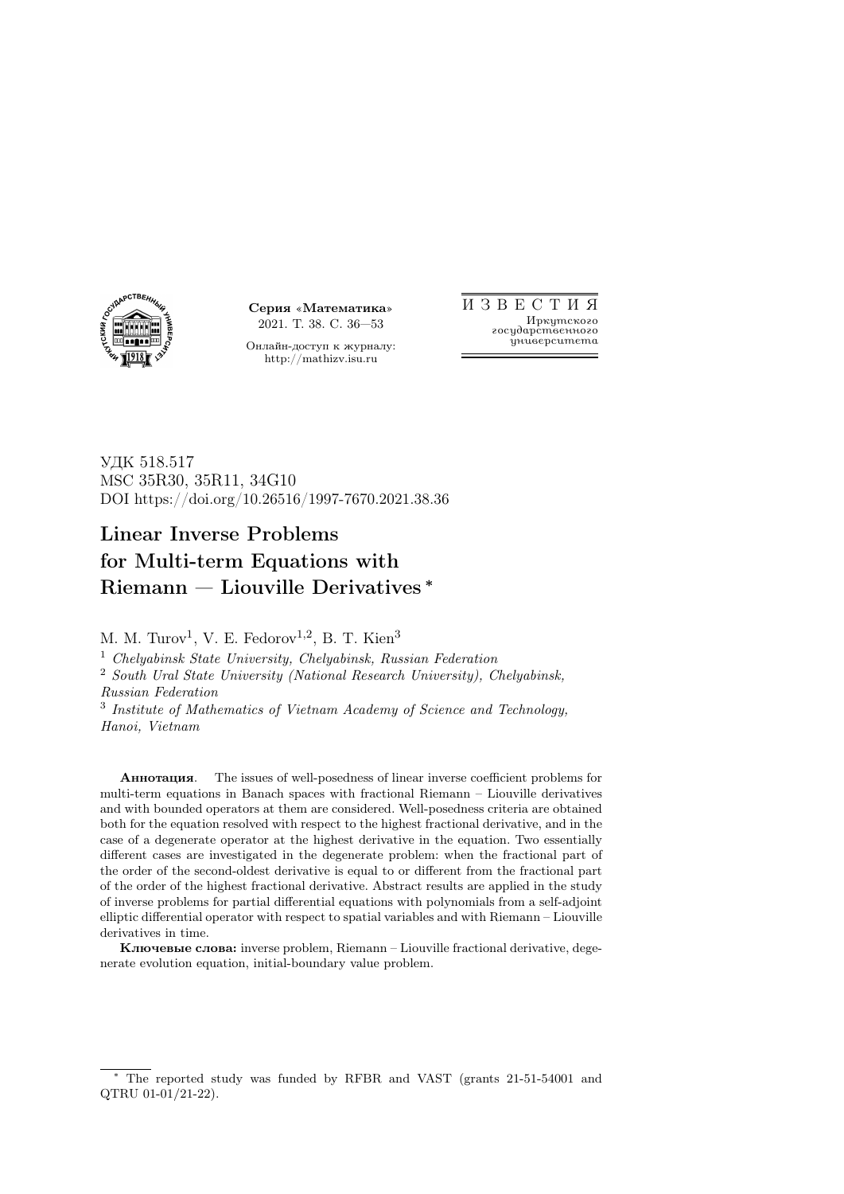Серия «Математика»
2021. Т. 38. С. 36—53

Онлайн-доступ к журналу:
http://mathizv.isu.ru

И З В Е С Т И Я
*Иркутского государственного университета*

УДК 518.517
MSC 35R30, 35R11, 34G10
DOI https://doi.org/10.26516/1997-7670.2021.38.36

# Linear Inverse Problems for Multi-term Equations with Riemann — Liouville Derivatives *

M. M. Turov[1], V. E. Fedorov[1,2], B. T. Kien[3]

[1] *Chelyabinsk State University, Chelyabinsk, Russian Federation*

[2] *South Ural State University (National Research University), Chelyabinsk, Russian Federation*

[3] *Institute of Mathematics of Vietnam Academy of Science and Technology, Hanoi, Vietnam*

**Аннотация**. The issues of well-posedness of linear inverse coefficient problems for multi-term equations in Banach spaces with fractional Riemann – Liouville derivatives and with bounded operators at them are considered. Well-posedness criteria are obtained both for the equation resolved with respect to the highest fractional derivative, and in the case of a degenerate operator at the highest derivative in the equation. Two essentially different cases are investigated in the degenerate problem: when the fractional part of the order of the second-oldest derivative is equal to or different from the fractional part of the order of the highest fractional derivative. Abstract results are applied in the study of inverse problems for partial differential equations with polynomials from a self-adjoint elliptic differential operator with respect to spatial variables and with Riemann – Liouville derivatives in time.

**Ключевые слова:** inverse problem, Riemann – Liouville fractional derivative, degenerate evolution equation, initial-boundary value problem.

---

* The reported study was funded by RFBR and VAST (grants 21-51-54001 and QTRU 01-01/21-22).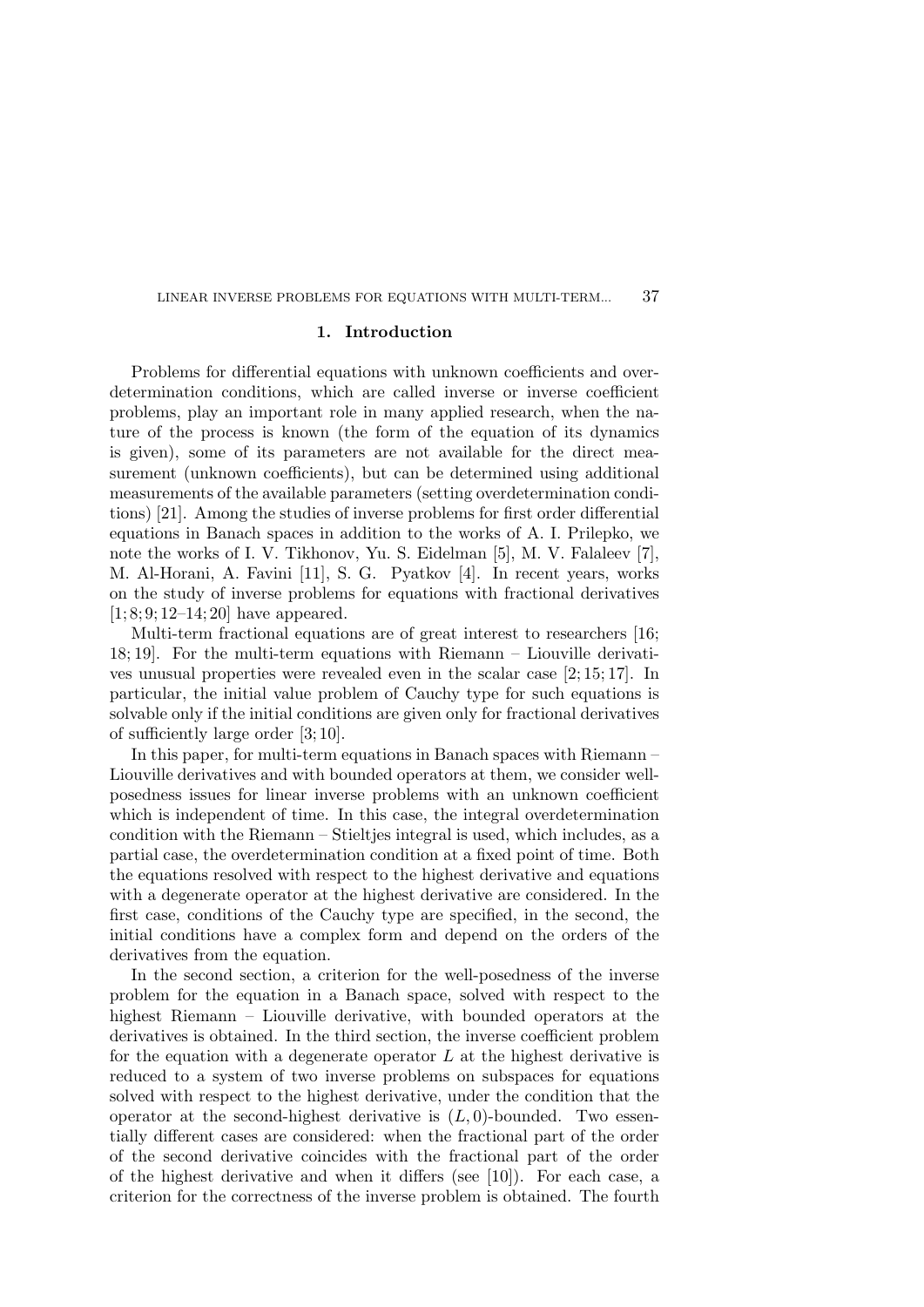## 1. Introduction

Problems for differential equations with unknown coefficients and overdetermination conditions, which are called inverse or inverse coefficient problems, play an important role in many applied research, when the nature of the process is known (the form of the equation of its dynamics is given), some of its parameters are not available for the direct measurement (unknown coefficients), but can be determined using additional measurements of the available parameters (setting overdetermination conditions) [21]. Among the studies of inverse problems for first order differential equations in Banach spaces in addition to the works of A. I. Prilepko, we note the works of I. V. Tikhonov, Yu. S. Eidelman [5], M. V. Falaleev [7], M. Al-Horani, A. Favini [11], S. G. Pyatkov [4]. In recent years, works on the study of inverse problems for equations with fractional derivatives [1; 8; 9; 12–14; 20] have appeared.

Multi-term fractional equations are of great interest to researchers [16; 18; 19]. For the multi-term equations with Riemann – Liouville derivatives unusual properties were revealed even in the scalar case [2; 15; 17]. In particular, the initial value problem of Cauchy type for such equations is solvable only if the initial conditions are given only for fractional derivatives of sufficiently large order [3; 10].

In this paper, for multi-term equations in Banach spaces with Riemann – Liouville derivatives and with bounded operators at them, we consider well-posedness issues for linear inverse problems with an unknown coefficient which is independent of time. In this case, the integral overdetermination condition with the Riemann – Stieltjes integral is used, which includes, as a partial case, the overdetermination condition at a fixed point of time. Both the equations resolved with respect to the highest derivative and equations with a degenerate operator at the highest derivative are considered. In the first case, conditions of the Cauchy type are specified, in the second, the initial conditions have a complex form and depend on the orders of the derivatives from the equation.

In the second section, a criterion for the well-posedness of the inverse problem for the equation in a Banach space, solved with respect to the highest Riemann – Liouville derivative, with bounded operators at the derivatives is obtained. In the third section, the inverse coefficient problem for the equation with a degenerate operator $L$ at the highest derivative is reduced to a system of two inverse problems on subspaces for equations solved with respect to the highest derivative, under the condition that the operator at the second-highest derivative is $(L, 0)$-bounded. Two essentially different cases are considered: when the fractional part of the order of the second derivative coincides with the fractional part of the order of the highest derivative and when it differs (see [10]). For each case, a criterion for the correctness of the inverse problem is obtained. The fourth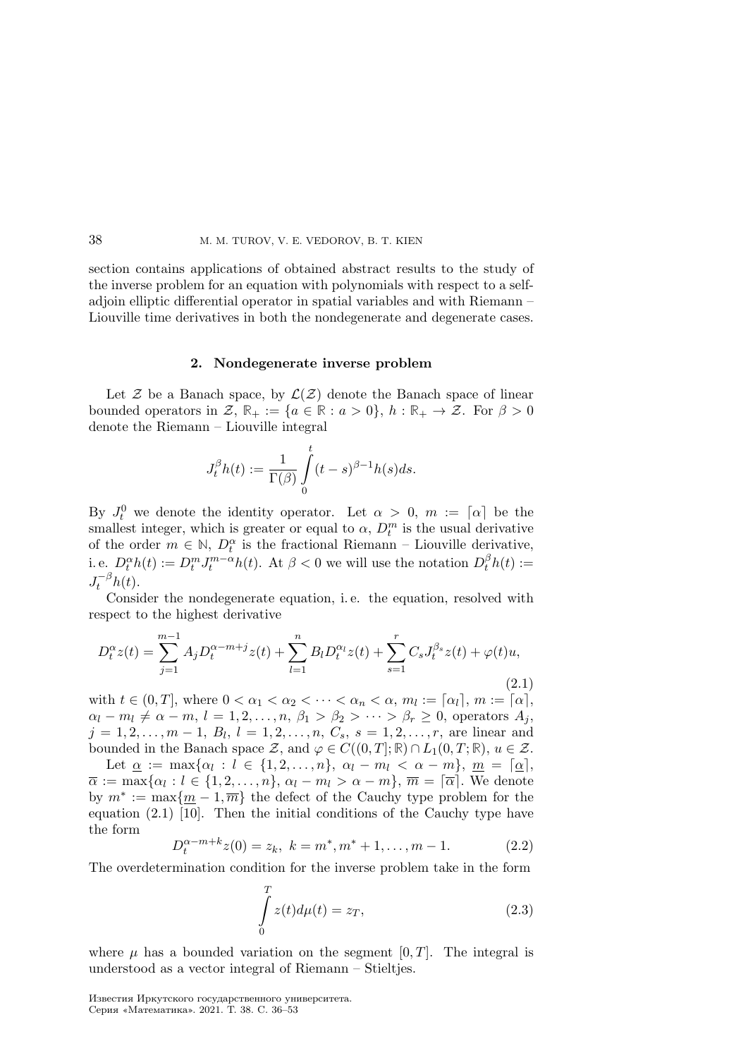section contains applications of obtained abstract results to the study of the inverse problem for an equation with polynomials with respect to a self-adjoin elliptic differential operator in spatial variables and with Riemann – Liouville time derivatives in both the nondegenerate and degenerate cases.

## 2. Nondegenerate inverse problem

Let $\mathcal{Z}$ be a Banach space, by $\mathcal{L}(\mathcal{Z})$ denote the Banach space of linear bounded operators in $\mathcal{Z}$, $\mathbb{R}_+ := \{a \in \mathbb{R} : a > 0\}$, $h : \mathbb{R}_+ \to \mathcal{Z}$. For $\beta > 0$ denote the Riemann – Liouville integral

$$J_t^\beta h(t) := \frac{1}{\Gamma(\beta)} \int_0^t (t-s)^{\beta-1} h(s) ds.$$

By $J_t^0$ we denote the identity operator. Let $\alpha > 0$, $m := \lceil \alpha \rceil$ be the smallest integer, which is greater or equal to $\alpha$, $D_t^m$ is the usual derivative of the order $m \in \mathbb{N}$, $D_t^\alpha$ is the fractional Riemann – Liouville derivative, i. e. $D_t^\alpha h(t) := D_t^m J_t^{m-\alpha} h(t)$. At $\beta < 0$ we will use the notation $D_t^\beta h(t) := J_t^{-\beta} h(t)$.

Consider the nondegenerate equation, i. e. the equation, resolved with respect to the highest derivative

$$D_t^\alpha z(t) = \sum_{j=1}^{m-1} A_j D_t^{\alpha-m+j} z(t) + \sum_{l=1}^{n} B_l D_t^{\alpha_l} z(t) + \sum_{s=1}^{r} C_s J_t^{\beta_s} z(t) + \varphi(t) u, \tag{2.1}$$

with $t \in (0, T]$, where $0 < \alpha_1 < \alpha_2 < \cdots < \alpha_n < \alpha$, $m_l := \lceil \alpha_l \rceil$, $m := \lceil \alpha \rceil$, $\alpha_l - m_l \neq \alpha - m$, $l = 1, 2, \ldots, n$, $\beta_1 > \beta_2 > \cdots > \beta_r \geq 0$, operators $A_j$, $j = 1, 2, \ldots, m-1$, $B_l$, $l = 1, 2, \ldots, n$, $C_s$, $s = 1, 2, \ldots, r$, are linear and bounded in the Banach space $\mathcal{Z}$, and $\varphi \in C((0, T]; \mathbb{R}) \cap L_1(0, T; \mathbb{R})$, $u \in \mathcal{Z}$.

Let $\underline{\alpha} := \max\{\alpha_l : l \in \{1, 2, \ldots, n\},\ \alpha_l - m_l < \alpha - m\}$, $\underline{m} = \lceil \underline{\alpha} \rceil$, $\overline{\alpha} := \max\{\alpha_l : l \in \{1, 2, \ldots, n\},\ \alpha_l - m_l > \alpha - m\}$, $\overline{m} = \lceil \overline{\alpha} \rceil$. We denote by $m^* := \max\{\underline{m} - 1, \overline{m}\}$ the defect of the Cauchy type problem for the equation (2.1) [10]. Then the initial conditions of the Cauchy type have the form

$$D_t^{\alpha-m+k} z(0) = z_k,\ k = m^*, m^* + 1, \ldots, m-1. \tag{2.2}$$

The overdetermination condition for the inverse problem take in the form

$$\int_0^T z(t) d\mu(t) = z_T, \tag{2.3}$$

where $\mu$ has a bounded variation on the segment $[0, T]$. The integral is understood as a vector integral of Riemann – Stieltjes.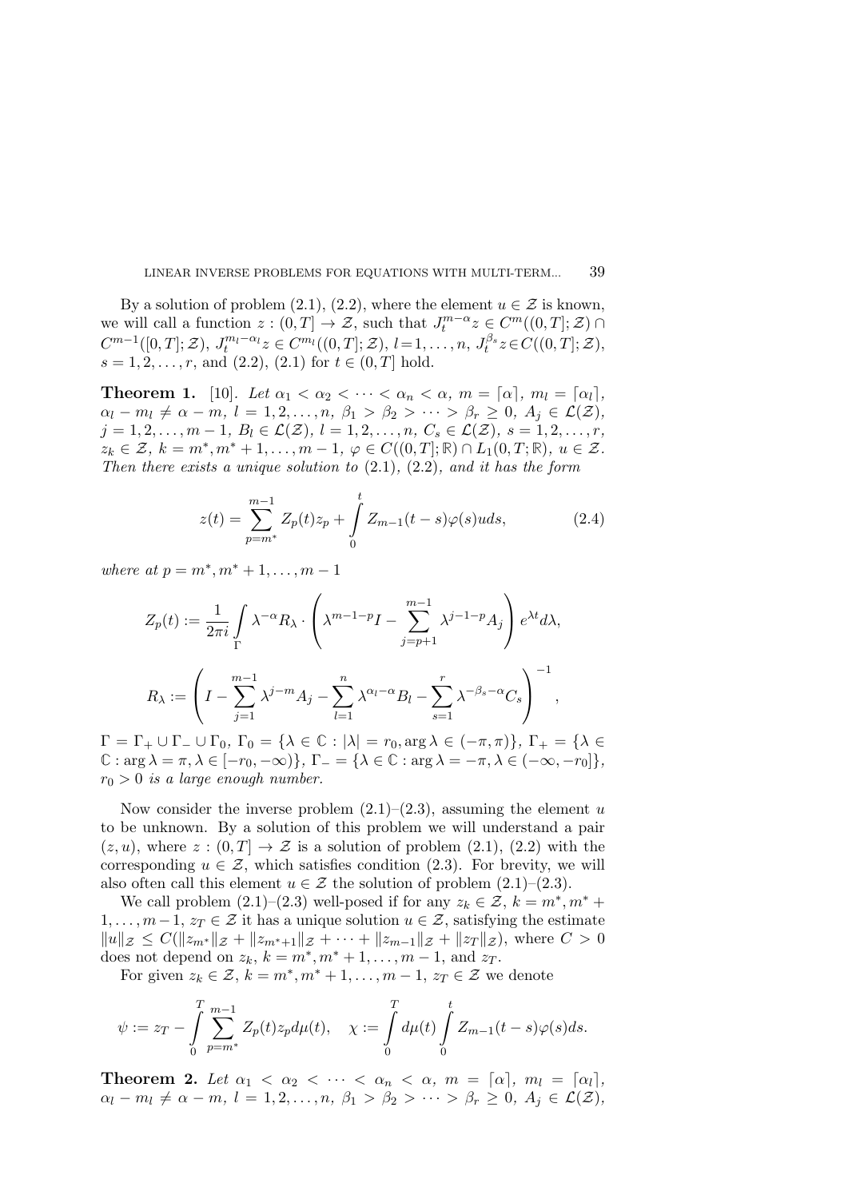By a solution of problem (2.1), (2.2), where the element $u \in \mathcal{Z}$ is known, we will call a function $z : (0,T] \to \mathcal{Z}$, such that $J_t^{m-\alpha} z \in C^m((0,T];\mathcal{Z}) \cap C^{m-1}([0,T];\mathcal{Z})$, $J_t^{m_l-\alpha_l} z \in C^{m_l}((0,T];\mathcal{Z})$, $l = 1,\dots,n$, $J_t^{\beta_s} z \in C((0,T];\mathcal{Z})$, $s = 1,2,\dots,r$, and (2.2), (2.1) for $t \in (0,T]$ hold.

**Theorem 1.** [10]. *Let $\alpha_1 < \alpha_2 < \cdots < \alpha_n < \alpha$, $m = \lceil \alpha \rceil$, $m_l = \lceil \alpha_l \rceil$, $\alpha_l - m_l \neq \alpha - m$, $l = 1,2,\dots,n$, $\beta_1 > \beta_2 > \cdots > \beta_r \geq 0$, $A_j \in \mathcal{L}(\mathcal{Z})$, $j = 1,2,\dots,m-1$, $B_l \in \mathcal{L}(\mathcal{Z})$, $l = 1,2,\dots,n$, $C_s \in \mathcal{L}(\mathcal{Z})$, $s = 1,2,\dots,r$, $z_k \in \mathcal{Z}$, $k = m^*, m^*+1,\dots,m-1$, $\varphi \in C((0,T];\mathbb{R}) \cap L_1(0,T;\mathbb{R})$, $u \in \mathcal{Z}$. Then there exists a unique solution to* (2.1), (2.2)*, and it has the form*

$$z(t) = \sum_{p=m^*}^{m-1} Z_p(t) z_p + \int_0^t Z_{m-1}(t-s)\varphi(s) u\, ds, \tag{2.4}$$

*where at $p = m^*, m^*+1,\dots,m-1$*

$$Z_p(t) := \frac{1}{2\pi i} \int_\Gamma \lambda^{-\alpha} R_\lambda \cdot \left( \lambda^{m-1-p} I - \sum_{j=p+1}^{m-1} \lambda^{j-1-p} A_j \right) e^{\lambda t} d\lambda,$$

$$R_\lambda := \left( I - \sum_{j=1}^{m-1} \lambda^{j-m} A_j - \sum_{l=1}^{n} \lambda^{\alpha_l - \alpha} B_l - \sum_{s=1}^{r} \lambda^{-\beta_s - \alpha} C_s \right)^{-1},$$

*$\Gamma = \Gamma_+ \cup \Gamma_- \cup \Gamma_0$, $\Gamma_0 = \{\lambda \in \mathbb{C} : |\lambda| = r_0, \arg \lambda \in (-\pi,\pi)\}$, $\Gamma_+ = \{\lambda \in \mathbb{C} : \arg \lambda = \pi, \lambda \in [-r_0, -\infty)\}$, $\Gamma_- = \{\lambda \in \mathbb{C} : \arg \lambda = -\pi, \lambda \in (-\infty, -r_0]\}$, $r_0 > 0$ is a large enough number.*

Now consider the inverse problem (2.1)–(2.3), assuming the element $u$ to be unknown. By a solution of this problem we will understand a pair $(z,u)$, where $z : (0,T] \to \mathcal{Z}$ is a solution of problem (2.1), (2.2) with the corresponding $u \in \mathcal{Z}$, which satisfies condition (2.3). For brevity, we will also often call this element $u \in \mathcal{Z}$ the solution of problem (2.1)–(2.3).

We call problem (2.1)–(2.3) well-posed if for any $z_k \in \mathcal{Z}$, $k = m^*, m^*+1,\dots,m-1$, $z_T \in \mathcal{Z}$ it has a unique solution $u \in \mathcal{Z}$, satisfying the estimate $\|u\|_\mathcal{Z} \leq C(\|z_{m^*}\|_\mathcal{Z} + \|z_{m^*+1}\|_\mathcal{Z} + \cdots + \|z_{m-1}\|_\mathcal{Z} + \|z_T\|_\mathcal{Z})$, where $C > 0$ does not depend on $z_k$, $k = m^*, m^*+1,\dots,m-1$, and $z_T$.

For given $z_k \in \mathcal{Z}$, $k = m^*, m^*+1,\dots,m-1$, $z_T \in \mathcal{Z}$ we denote

$$\psi := z_T - \int_0^T \sum_{p=m^*}^{m-1} Z_p(t) z_p d\mu(t), \quad \chi := \int_0^T d\mu(t) \int_0^t Z_{m-1}(t-s)\varphi(s) ds.$$

**Theorem 2.** *Let $\alpha_1 < \alpha_2 < \cdots < \alpha_n < \alpha$, $m = \lceil \alpha \rceil$, $m_l = \lceil \alpha_l \rceil$, $\alpha_l - m_l \neq \alpha - m$, $l = 1,2,\dots,n$, $\beta_1 > \beta_2 > \cdots > \beta_r \geq 0$, $A_j \in \mathcal{L}(\mathcal{Z})$,*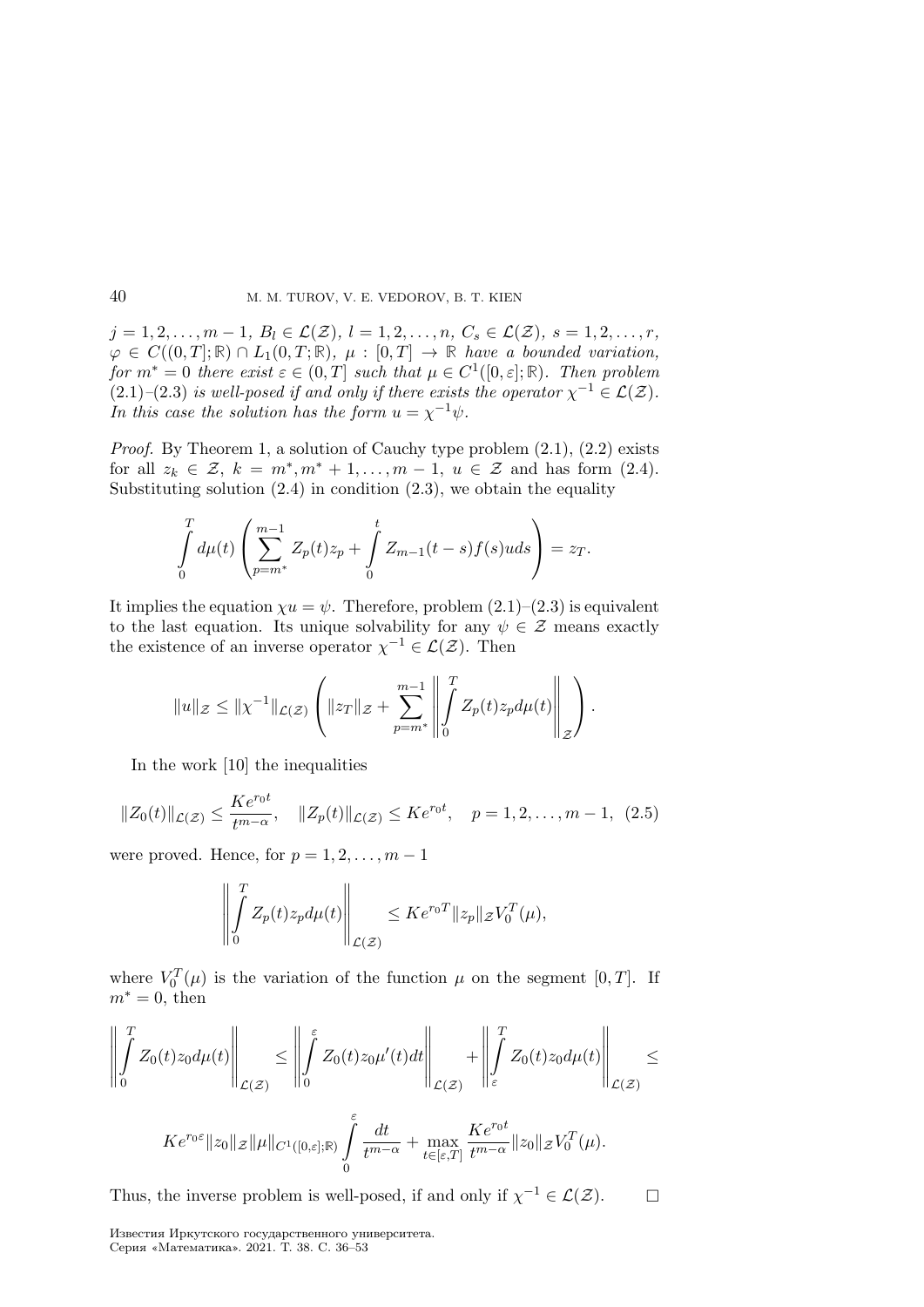$j = 1, 2, \ldots, m-1$, $B_l \in \mathcal{L}(\mathcal{Z})$, $l = 1, 2, \ldots, n$, $C_s \in \mathcal{L}(\mathcal{Z})$, $s = 1, 2, \ldots, r$, $\varphi \in C((0,T];\mathbb{R}) \cap L_1(0,T;\mathbb{R})$, $\mu : [0,T] \to \mathbb{R}$ *have a bounded variation, for* $m^* = 0$ *there exist* $\varepsilon \in (0,T]$ *such that* $\mu \in C^1([0,\varepsilon];\mathbb{R})$. *Then problem* (2.1)–(2.3) *is well-posed if and only if there exists the operator* $\chi^{-1} \in \mathcal{L}(\mathcal{Z})$. *In this case the solution has the form* $u = \chi^{-1}\psi$.

*Proof.* By Theorem 1, a solution of Cauchy type problem (2.1), (2.2) exists for all $z_k \in \mathcal{Z}$, $k = m^*, m^*+1, \ldots, m-1$, $u \in \mathcal{Z}$ and has form (2.4). Substituting solution (2.4) in condition (2.3), we obtain the equality

$$\int_0^T d\mu(t) \left( \sum_{p=m^*}^{m-1} Z_p(t) z_p + \int_0^t Z_{m-1}(t-s) f(s) u ds \right) = z_T.$$

It implies the equation $\chi u = \psi$. Therefore, problem (2.1)–(2.3) is equivalent to the last equation. Its unique solvability for any $\psi \in \mathcal{Z}$ means exactly the existence of an inverse operator $\chi^{-1} \in \mathcal{L}(\mathcal{Z})$. Then

$$\|u\|_{\mathcal{Z}} \le \|\chi^{-1}\|_{\mathcal{L}(\mathcal{Z})} \left( \|z_T\|_{\mathcal{Z}} + \sum_{p=m^*}^{m-1} \left\| \int_0^T Z_p(t) z_p d\mu(t) \right\|_{\mathcal{Z}} \right).$$

In the work [10] the inequalities

$$\|Z_0(t)\|_{\mathcal{L}(\mathcal{Z})} \le \frac{K e^{r_0 t}}{t^{m-\alpha}}, \quad \|Z_p(t)\|_{\mathcal{L}(\mathcal{Z})} \le K e^{r_0 t}, \quad p = 1, 2, \ldots, m-1, \quad (2.5)$$

were proved. Hence, for $p = 1, 2, \ldots, m-1$

$$\left\| \int_0^T Z_p(t) z_p d\mu(t) \right\|_{\mathcal{L}(\mathcal{Z})} \le K e^{r_0 T} \|z_p\|_{\mathcal{Z}} V_0^T(\mu),$$

where $V_0^T(\mu)$ is the variation of the function $\mu$ on the segment $[0,T]$. If $m^* = 0$, then

$$\left\| \int_0^T Z_0(t) z_0 d\mu(t) \right\|_{\mathcal{L}(\mathcal{Z})} \le \left\| \int_0^\varepsilon Z_0(t) z_0 \mu'(t) dt \right\|_{\mathcal{L}(\mathcal{Z})} + \left\| \int_\varepsilon^T Z_0(t) z_0 d\mu(t) \right\|_{\mathcal{L}(\mathcal{Z})} \le$$

$$K e^{r_0 \varepsilon} \|z_0\|_{\mathcal{Z}} \|\mu\|_{C^1([0,\varepsilon];\mathbb{R})} \int_0^\varepsilon \frac{dt}{t^{m-\alpha}} + \max_{t \in [\varepsilon, T]} \frac{K e^{r_0 t}}{t^{m-\alpha}} \|z_0\|_{\mathcal{Z}} V_0^T(\mu).$$

Thus, the inverse problem is well-posed, if and only if $\chi^{-1} \in \mathcal{L}(\mathcal{Z})$. $\square$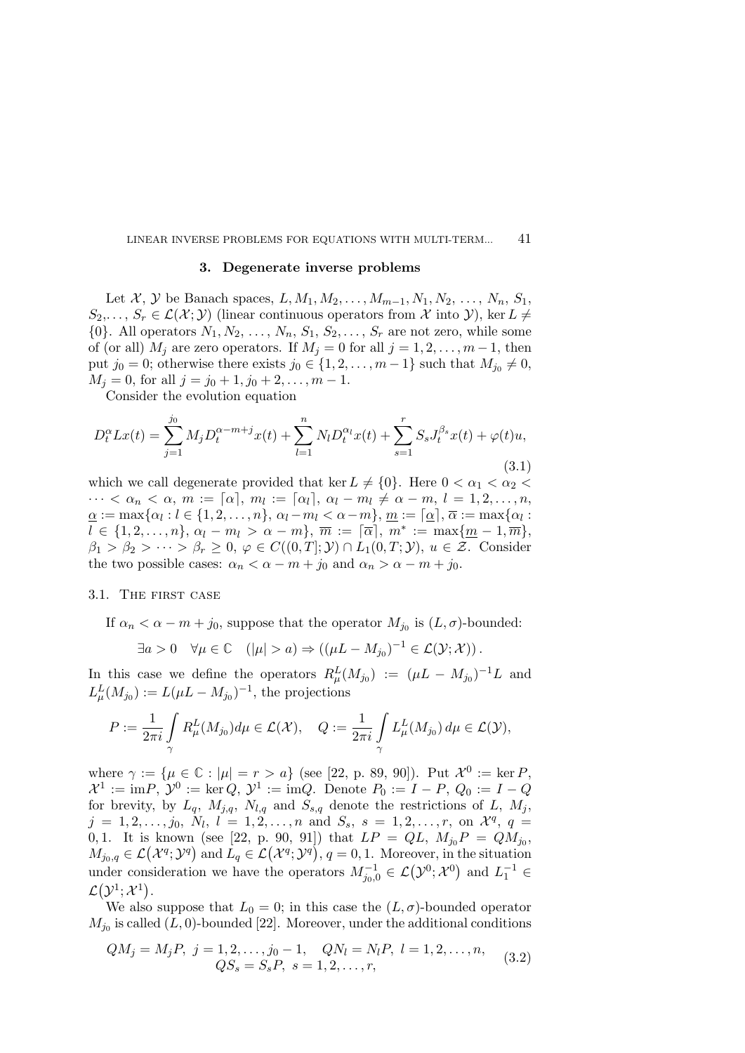## 3. Degenerate inverse problems

Let $\mathcal{X}$, $\mathcal{Y}$ be Banach spaces, $L, M_1, M_2, \ldots, M_{m-1}, N_1, N_2, \ldots, N_n, S_1, S_2, \ldots, S_r \in \mathcal{L}(\mathcal{X};\mathcal{Y})$ (linear continuous operators from $\mathcal{X}$ into $\mathcal{Y}$), $\ker L \neq \{0\}$. All operators $N_1, N_2, \ldots, N_n, S_1, S_2, \ldots, S_r$ are not zero, while some of (or all) $M_j$ are zero operators. If $M_j = 0$ for all $j = 1, 2, \ldots, m-1$, then put $j_0 = 0$; otherwise there exists $j_0 \in \{1, 2, \ldots, m-1\}$ such that $M_{j_0} \neq 0$, $M_j = 0$, for all $j = j_0+1, j_0+2, \ldots, m-1$.

Consider the evolution equation

$$D_t^\alpha Lx(t) = \sum_{j=1}^{j_0} M_j D_t^{\alpha-m+j}x(t) + \sum_{l=1}^{n} N_l D_t^{\alpha_l}x(t) + \sum_{s=1}^{r} S_s J_t^{\beta_s}x(t) + \varphi(t)u, \tag{3.1}$$

which we call degenerate provided that $\ker L \neq \{0\}$. Here $0 < \alpha_1 < \alpha_2 < \cdots < \alpha_n < \alpha$, $m := \lceil \alpha \rceil$, $m_l := \lceil \alpha_l \rceil$, $\alpha_l - m_l \neq \alpha - m$, $l = 1, 2, \ldots, n$, $\underline{\alpha} := \max\{\alpha_l : l \in \{1, 2, \ldots, n\},\ \alpha_l - m_l < \alpha - m\}$, $\underline{m} := \lceil \underline{\alpha} \rceil$, $\overline{\alpha} := \max\{\alpha_l : l \in \{1, 2, \ldots, n\},\ \alpha_l - m_l > \alpha - m\}$, $\overline{m} := \lceil \overline{\alpha} \rceil$, $m^* := \max\{\underline{m} - 1, \overline{m}\}$, $\beta_1 > \beta_2 > \cdots > \beta_r \geq 0$, $\varphi \in C((0,T];\mathcal{Y}) \cap L_1(0,T;\mathcal{Y})$, $u \in \mathcal{Z}$. Consider the two possible cases: $\alpha_n < \alpha - m + j_0$ and $\alpha_n > \alpha - m + j_0$.

### 3.1. The first case

If $\alpha_n < \alpha - m + j_0$, suppose that the operator $M_{j_0}$ is $(L,\sigma)$-bounded:

$$\exists a > 0 \quad \forall \mu \in \mathbb{C} \quad (|\mu| > a) \Rightarrow ((\mu L - M_{j_0})^{-1} \in \mathcal{L}(\mathcal{Y};\mathcal{X})).$$

In this case we define the operators $R_\mu^L(M_{j_0}) := (\mu L - M_{j_0})^{-1}L$ and $L_\mu^L(M_{j_0}) := L(\mu L - M_{j_0})^{-1}$, the projections

$$P := \frac{1}{2\pi i}\int_\gamma R_\mu^L(M_{j_0})d\mu \in \mathcal{L}(\mathcal{X}), \quad Q := \frac{1}{2\pi i}\int_\gamma L_\mu^L(M_{j_0})\,d\mu \in \mathcal{L}(\mathcal{Y}),$$

where $\gamma := \{\mu \in \mathbb{C} : |\mu| = r > a\}$ (see [22, p. 89, 90]). Put $\mathcal{X}^0 := \ker P$, $\mathcal{X}^1 := \operatorname{im} P$, $\mathcal{Y}^0 := \ker Q$, $\mathcal{Y}^1 := \operatorname{im} Q$. Denote $P_0 := I - P$, $Q_0 := I - Q$ for brevity, by $L_q$, $M_{j,q}$, $N_{l,q}$ and $S_{s,q}$ denote the restrictions of $L$, $M_j$, $j = 1, 2, \ldots, j_0$, $N_l$, $l = 1, 2, \ldots, n$ and $S_s$, $s = 1, 2, \ldots, r$, on $\mathcal{X}^q$, $q = 0, 1$. It is known (see [22, p. 90, 91]) that $LP = QL$, $M_{j_0}P = QM_{j_0}$, $M_{j_0,q} \in \mathcal{L}(\mathcal{X}^q;\mathcal{Y}^q)$ and $L_q \in \mathcal{L}(\mathcal{X}^q;\mathcal{Y}^q)$, $q = 0, 1$. Moreover, in the situation under consideration we have the operators $M_{j_0,0}^{-1} \in \mathcal{L}(\mathcal{Y}^0;\mathcal{X}^0)$ and $L_1^{-1} \in \mathcal{L}(\mathcal{Y}^1;\mathcal{X}^1)$.

We also suppose that $L_0 = 0$; in this case the $(L,\sigma)$-bounded operator $M_{j_0}$ is called $(L,0)$-bounded [22]. Moreover, under the additional conditions

$$QM_j = M_jP,\ j = 1, 2, \ldots, j_0 - 1, \quad QN_l = N_lP,\ l = 1, 2, \ldots, n, \\ QS_s = S_sP,\ s = 1, 2, \ldots, r, \tag{3.2}$$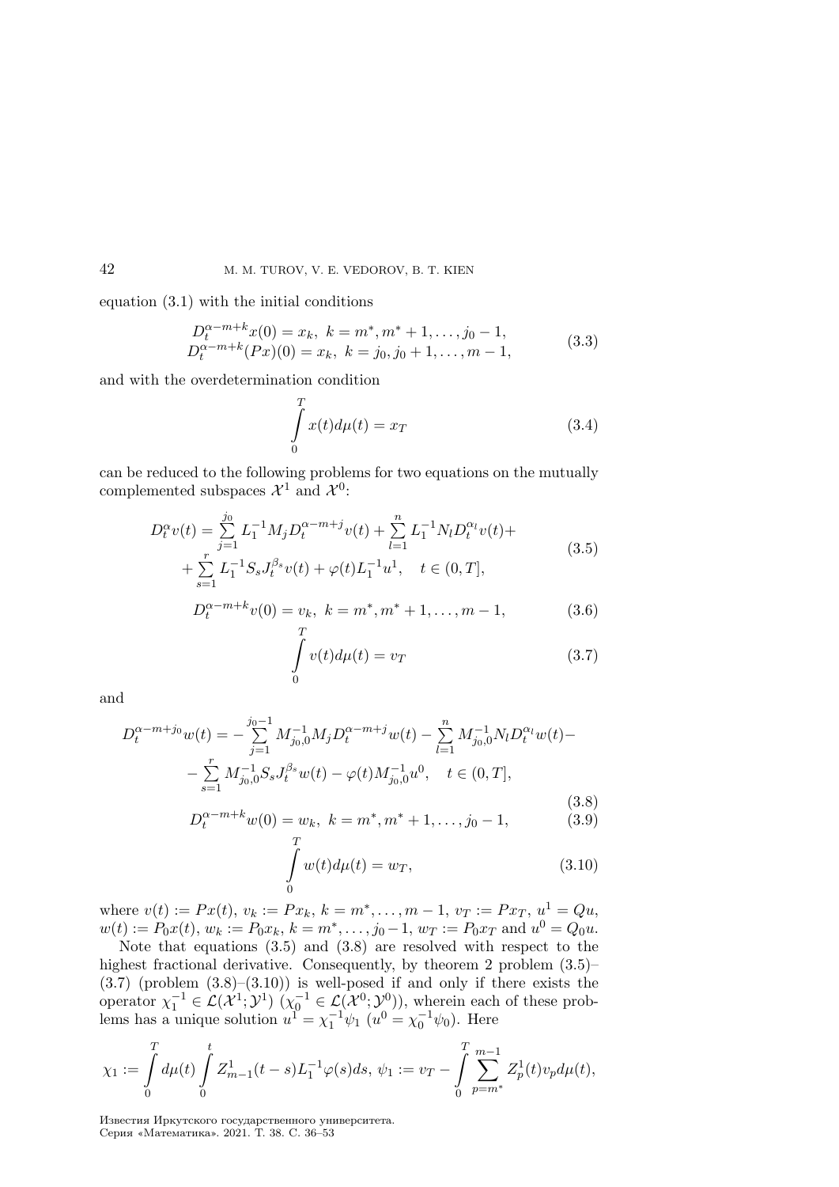equation (3.1) with the initial conditions

$$\begin{aligned} &D_t^{\alpha-m+k}x(0) = x_k, \ k = m^*, m^*+1, \dots, j_0-1, \\ &D_t^{\alpha-m+k}(Px)(0) = x_k, \ k = j_0, j_0+1, \dots, m-1, \end{aligned} \tag{3.3}$$

and with the overdetermination condition

$$\int_0^T x(t)d\mu(t) = x_T \tag{3.4}$$

can be reduced to the following problems for two equations on the mutually complemented subspaces $\mathcal{X}^1$ and $\mathcal{X}^0$:

$$\begin{aligned} D_t^{\alpha}v(t) = \sum_{j=1}^{j_0} L_1^{-1}M_j D_t^{\alpha-m+j}v(t) + \sum_{l=1}^{n} L_1^{-1}N_l D_t^{\alpha_l}v(t) + \\ + \sum_{s=1}^{r} L_1^{-1}S_s J_t^{\beta_s}v(t) + \varphi(t)L_1^{-1}u^1, \quad t \in (0,T], \end{aligned} \tag{3.5}$$

$$D_t^{\alpha-m+k}v(0) = v_k, \ k = m^*, m^*+1, \dots, m-1, \tag{3.6}$$

$$\int_0^T v(t)d\mu(t) = v_T \tag{3.7}$$

and

$$\begin{aligned} D_t^{\alpha-m+j_0}w(t) = -\sum_{j=1}^{j_0-1} M_{j_0,0}^{-1}M_j D_t^{\alpha-m+j}w(t) - \sum_{l=1}^{n} M_{j_0,0}^{-1}N_l D_t^{\alpha_l}w(t) - \\ - \sum_{s=1}^{r} M_{j_0,0}^{-1}S_s J_t^{\beta_s}w(t) - \varphi(t)M_{j_0,0}^{-1}u^0, \quad t \in (0,T], \end{aligned} \tag{3.8}$$

$$D_t^{\alpha-m+k}w(0) = w_k, \ k = m^*, m^*+1, \dots, j_0-1, \tag{3.9}$$

$$\int_0^T w(t)d\mu(t) = w_T, \tag{3.10}$$

where $v(t) := Px(t)$, $v_k := Px_k$, $k = m^*, \dots, m-1$, $v_T := Px_T$, $u^1 = Qu$, $w(t) := P_0x(t)$, $w_k := P_0x_k$, $k = m^*, \dots, j_0-1$, $w_T := P_0x_T$ and $u^0 = Q_0u$.

Note that equations (3.5) and (3.8) are resolved with respect to the highest fractional derivative. Consequently, by theorem 2 problem (3.5)–(3.7) (problem (3.8)–(3.10)) is well-posed if and only if there exists the operator $\chi_1^{-1} \in \mathcal{L}(\mathcal{X}^1; \mathcal{Y}^1)$ ($\chi_0^{-1} \in \mathcal{L}(\mathcal{X}^0; \mathcal{Y}^0)$), wherein each of these problems has a unique solution $u^1 = \chi_1^{-1}\psi_1$ ($u^0 = \chi_0^{-1}\psi_0$). Here

$$\chi_1 := \int_0^T d\mu(t) \int_0^t Z_{m-1}^1(t-s)L_1^{-1}\varphi(s)ds, \ \psi_1 := v_T - \int_0^T \sum_{p=m^*}^{m-1} Z_p^1(t)v_p d\mu(t),$$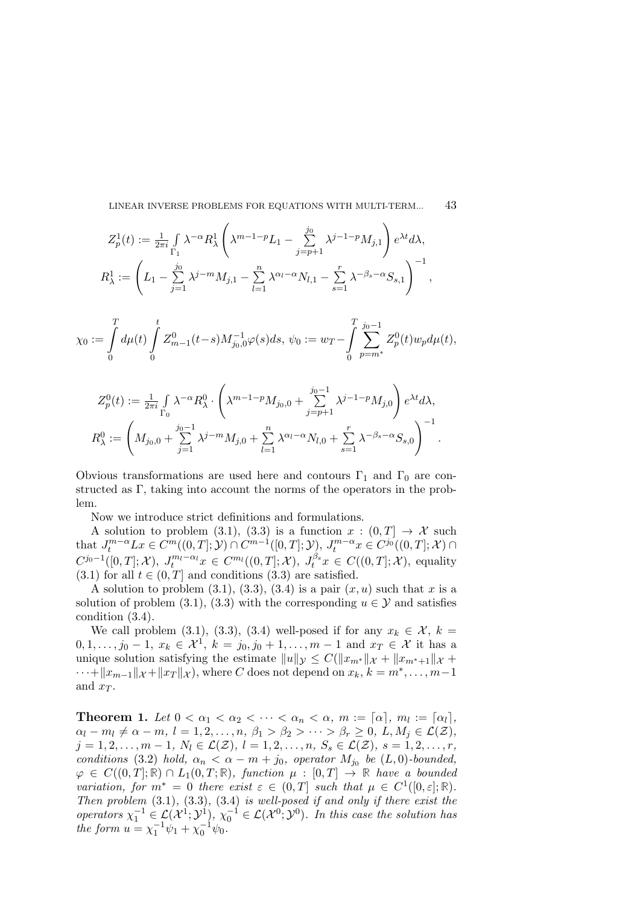$$Z_p^1(t) := \frac{1}{2\pi i}\int_{\Gamma_1} \lambda^{-\alpha} R_\lambda^1 \left(\lambda^{m-1-p}L_1 - \sum_{j=p+1}^{j_0} \lambda^{j-1-p} M_{j,1}\right) e^{\lambda t} d\lambda,$$

$$R_\lambda^1 := \left(L_1 - \sum_{j=1}^{j_0} \lambda^{j-m} M_{j,1} - \sum_{l=1}^{n} \lambda^{\alpha_l-\alpha} N_{l,1} - \sum_{s=1}^{r} \lambda^{-\beta_s-\alpha} S_{s,1}\right)^{-1},$$

$$\chi_0 := \int_0^T d\mu(t) \int_0^t Z_{m-1}^0(t-s) M_{j_0,0}^{-1}\varphi(s)ds, \ \psi_0 := w_T - \int_0^T \sum_{p=m^*}^{j_0-1} Z_p^0(t) w_p d\mu(t),$$

$$Z_p^0(t) := \frac{1}{2\pi i}\int_{\Gamma_0} \lambda^{-\alpha} R_\lambda^0 \cdot \left(\lambda^{m-1-p} M_{j_0,0} + \sum_{j=p+1}^{j_0-1} \lambda^{j-1-p} M_{j,0}\right) e^{\lambda t} d\lambda,$$

$$R_\lambda^0 := \left(M_{j_0,0} + \sum_{j=1}^{j_0-1} \lambda^{j-m} M_{j,0} + \sum_{l=1}^{n} \lambda^{\alpha_l-\alpha} N_{l,0} + \sum_{s=1}^{r} \lambda^{-\beta_s-\alpha} S_{s,0}\right)^{-1}.$$

Obvious transformations are used here and contours $\Gamma_1$ and $\Gamma_0$ are constructed as $\Gamma$, taking into account the norms of the operators in the problem.

Now we introduce strict definitions and formulations.

A solution to problem (3.1), (3.3) is a function $x : (0,T] \to \mathcal{X}$ such that $J_t^{m-\alpha}Lx \in C^m((0,T];\mathcal{Y}) \cap C^{m-1}([0,T];\mathcal{Y})$, $J_t^{m-\alpha}x \in C^{j_0}((0,T];\mathcal{X}) \cap C^{j_0-1}([0,T];\mathcal{X})$, $J_t^{m_l-\alpha_l}x \in C^{m_l}((0,T];\mathcal{X})$, $J_t^{\beta_s}x \in C((0,T];\mathcal{X})$, equality (3.1) for all $t \in (0,T]$ and conditions (3.3) are satisfied.

A solution to problem (3.1), (3.3), (3.4) is a pair $(x,u)$ such that $x$ is a solution of problem (3.1), (3.3) with the corresponding $u \in \mathcal{Y}$ and satisfies condition (3.4).

We call problem (3.1), (3.3), (3.4) well-posed if for any $x_k \in \mathcal{X}$, $k = 0,1,\dots,j_0-1$, $x_k \in \mathcal{X}^1$, $k = j_0, j_0+1, \dots, m-1$ and $x_T \in \mathcal{X}$ it has a unique solution satisfying the estimate $\|u\|_{\mathcal{Y}} \leq C(\|x_{m^*}\|_{\mathcal{X}} + \|x_{m^*+1}\|_{\mathcal{X}} + \dots + \|x_{m-1}\|_{\mathcal{X}} + \|x_T\|_{\mathcal{X}})$, where $C$ does not depend on $x_k$, $k = m^*, \dots, m-1$ and $x_T$.

**Theorem 1.** *Let $0 < \alpha_1 < \alpha_2 < \dots < \alpha_n < \alpha$, $m := \lceil \alpha \rceil$, $m_l := \lceil \alpha_l \rceil$, $\alpha_l - m_l \neq \alpha - m$, $l = 1,2,\dots,n$, $\beta_1 > \beta_2 > \dots > \beta_r \geq 0$, $L, M_j \in \mathcal{L}(\mathcal{Z})$, $j = 1,2,\dots,m-1$, $N_l \in \mathcal{L}(\mathcal{Z})$, $l = 1,2,\dots,n$, $S_s \in \mathcal{L}(\mathcal{Z})$, $s = 1,2,\dots,r$, conditions (3.2) hold, $\alpha_n < \alpha - m + j_0$, operator $M_{j_0}$ be $(L,0)$-bounded, $\varphi \in C((0,T];\mathbb{R}) \cap L_1(0,T;\mathbb{R})$, function $\mu : [0,T] \to \mathbb{R}$ have a bounded variation, for $m^* = 0$ there exist $\varepsilon \in (0,T]$ such that $\mu \in C^1([0,\varepsilon];\mathbb{R})$. Then problem (3.1), (3.3), (3.4) is well-posed if and only if there exist the operators $\chi_1^{-1} \in \mathcal{L}(\mathcal{X}^1;\mathcal{Y}^1)$, $\chi_0^{-1} \in \mathcal{L}(\mathcal{X}^0;\mathcal{Y}^0)$. In this case the solution has the form $u = \chi_1^{-1}\psi_1 + \chi_0^{-1}\psi_0$.*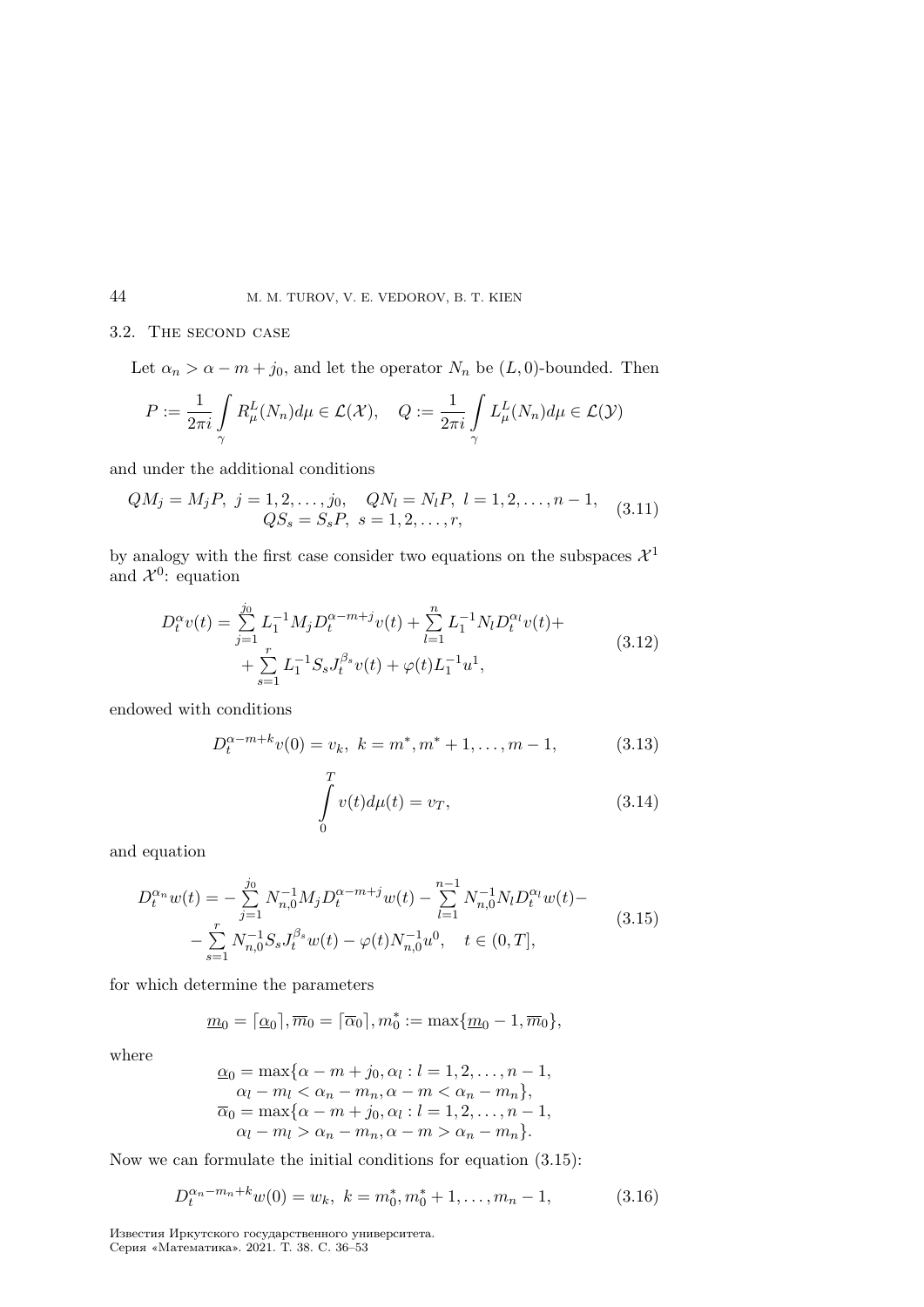### 3.2. The second case

Let $\alpha_n > \alpha - m + j_0$, and let the operator $N_n$ be $(L, 0)$-bounded. Then

$$P := \frac{1}{2\pi i} \int_\gamma R^L_\mu(N_n) d\mu \in \mathcal{L}(\mathcal{X}), \quad Q := \frac{1}{2\pi i} \int_\gamma L^L_\mu(N_n) d\mu \in \mathcal{L}(\mathcal{Y})$$

and under the additional conditions

$$\begin{gathered} QM_j = M_j P, \ j = 1, 2, \dots, j_0, \quad QN_l = N_l P, \ l = 1, 2, \dots, n-1, \\ QS_s = S_s P, \ s = 1, 2, \dots, r, \end{gathered} \tag{3.11}$$

by analogy with the first case consider two equations on the subspaces $\mathcal{X}^1$ and $\mathcal{X}^0$: equation

$$\begin{gathered} D^\alpha_t v(t) = \sum_{j=1}^{j_0} L_1^{-1} M_j D_t^{\alpha - m + j} v(t) + \sum_{l=1}^{n} L_1^{-1} N_l D_t^{\alpha_l} v(t) + \\ + \sum_{s=1}^{r} L_1^{-1} S_s J_t^{\beta_s} v(t) + \varphi(t) L_1^{-1} u^1, \end{gathered} \tag{3.12}$$

endowed with conditions

$$D_t^{\alpha - m + k} v(0) = v_k, \ k = m^*, m^* + 1, \dots, m - 1, \tag{3.13}$$

$$\int_0^T v(t) d\mu(t) = v_T, \tag{3.14}$$

and equation

$$\begin{gathered} D^{\alpha_n}_t w(t) = - \sum_{j=1}^{j_0} N_{n,0}^{-1} M_j D_t^{\alpha - m + j} w(t) - \sum_{l=1}^{n-1} N_{n,0}^{-1} N_l D_t^{\alpha_l} w(t) - \\ - \sum_{s=1}^{r} N_{n,0}^{-1} S_s J_t^{\beta_s} w(t) - \varphi(t) N_{n,0}^{-1} u^0, \quad t \in (0, T], \end{gathered} \tag{3.15}$$

for which determine the parameters

$$\underline{m}_0 = \lceil \underline{\alpha}_0 \rceil, \overline{m}_0 = \lceil \overline{\alpha}_0 \rceil, m_0^* := \max\{\underline{m}_0 - 1, \overline{m}_0\},$$

where

$$\begin{gathered} \underline{\alpha}_0 = \max\{\alpha - m + j_0, \alpha_l : l = 1, 2, \dots, n-1, \\ \alpha_l - m_l < \alpha_n - m_n, \alpha - m < \alpha_n - m_n\}, \\ \overline{\alpha}_0 = \max\{\alpha - m + j_0, \alpha_l : l = 1, 2, \dots, n-1, \\ \alpha_l - m_l > \alpha_n - m_n, \alpha - m > \alpha_n - m_n\}. \end{gathered}$$

Now we can formulate the initial conditions for equation (3.15):

$$D_t^{\alpha_n - m_n + k} w(0) = w_k, \ k = m_0^*, m_0^* + 1, \dots, m_n - 1, \tag{3.16}$$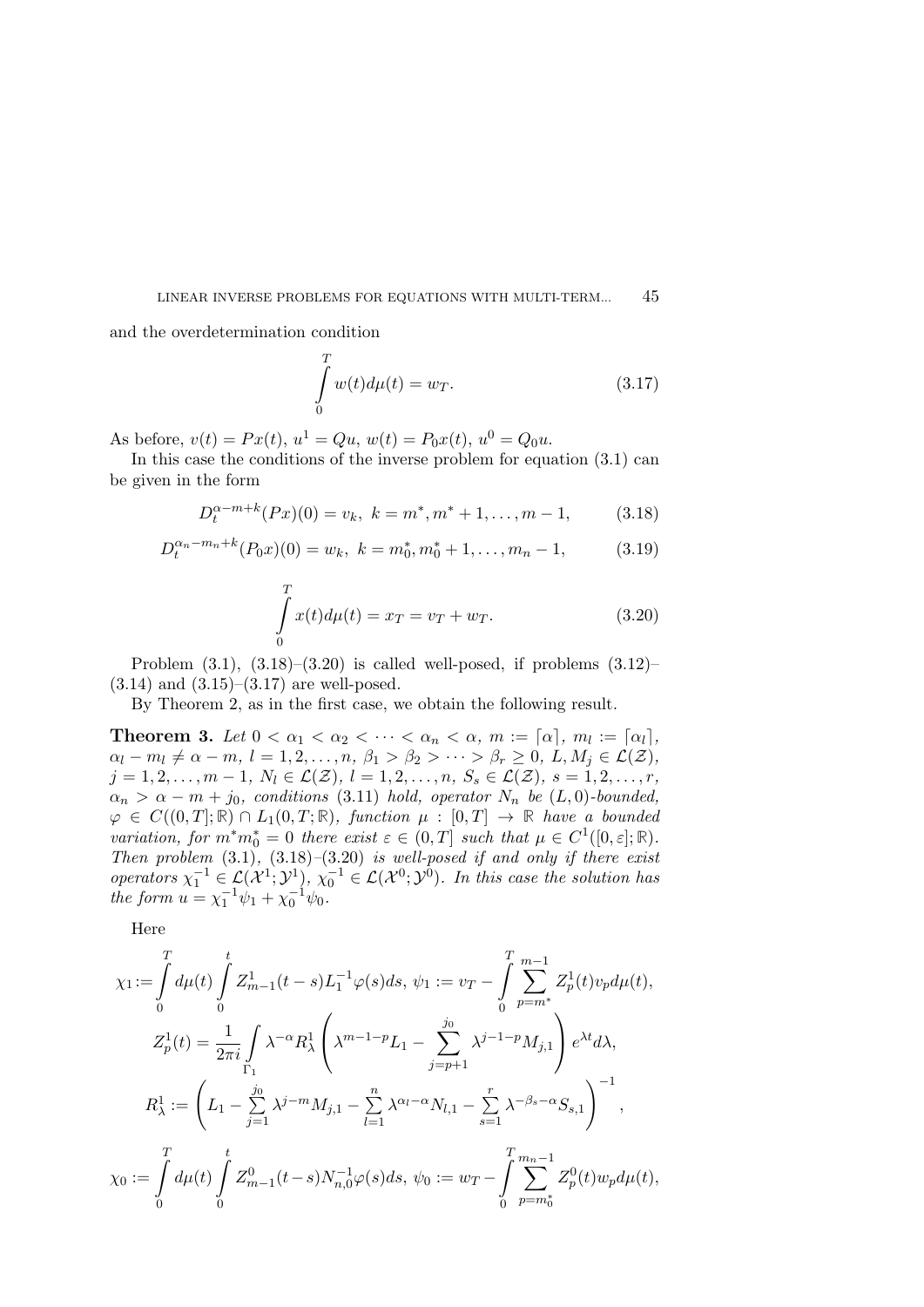and the overdetermination condition

$$\int_0^T w(t)d\mu(t) = w_T. \tag{3.17}$$

As before, $v(t) = Px(t)$, $u^1 = Qu$, $w(t) = P_0x(t)$, $u^0 = Q_0u$.

In this case the conditions of the inverse problem for equation (3.1) can be given in the form

$$D_t^{\alpha-m+k}(Px)(0) = v_k, \ k = m^*, m^*+1, \dots, m-1, \tag{3.18}$$

$$D_t^{\alpha_n-m_n+k}(P_0x)(0) = w_k, \ k = m_0^*, m_0^*+1, \dots, m_n-1, \tag{3.19}$$

$$\int_0^T x(t)d\mu(t) = x_T = v_T + w_T. \tag{3.20}$$

Problem (3.1), (3.18)–(3.20) is called well-posed, if problems (3.12)–(3.14) and (3.15)–(3.17) are well-posed.

By Theorem 2, as in the first case, we obtain the following result.

**Theorem 3.** *Let $0 < \alpha_1 < \alpha_2 < \dots < \alpha_n < \alpha$, $m := \lceil \alpha \rceil$, $m_l := \lceil \alpha_l \rceil$, $\alpha_l - m_l \neq \alpha - m$, $l = 1, 2, \dots, n$, $\beta_1 > \beta_2 > \dots > \beta_r \geq 0$, $L, M_j \in \mathcal{L}(\mathcal{Z})$, $j = 1, 2, \dots, m-1$, $N_l \in \mathcal{L}(\mathcal{Z})$, $l = 1, 2, \dots, n$, $S_s \in \mathcal{L}(\mathcal{Z})$, $s = 1, 2, \dots, r$, $\alpha_n > \alpha - m + j_0$, conditions (3.11) hold, operator $N_n$ be $(L, 0)$-bounded, $\varphi \in C((0, T]; \mathbb{R}) \cap L_1(0, T; \mathbb{R})$, function $\mu : [0, T] \to \mathbb{R}$ have a bounded variation, for $m^* m_0^* = 0$ there exist $\varepsilon \in (0, T]$ such that $\mu \in C^1([0, \varepsilon]; \mathbb{R})$. Then problem (3.1), (3.18)–(3.20) is well-posed if and only if there exist operators $\chi_1^{-1} \in \mathcal{L}(\mathcal{X}^1; \mathcal{Y}^1)$, $\chi_0^{-1} \in \mathcal{L}(\mathcal{X}^0; \mathcal{Y}^0)$. In this case the solution has the form $u = \chi_1^{-1}\psi_1 + \chi_0^{-1}\psi_0$.*

Here

$$\chi_1 := \int_0^T d\mu(t) \int_0^t Z_{m-1}^1(t-s)L_1^{-1}\varphi(s)ds, \ \psi_1 := v_T - \int_0^T \sum_{p=m^*}^{m-1} Z_p^1(t)v_p d\mu(t),$$

$$Z_p^1(t) = \frac{1}{2\pi i}\int_{\Gamma_1} \lambda^{-\alpha} R_\lambda^1 \left( \lambda^{m-1-p}L_1 - \sum_{j=p+1}^{j_0} \lambda^{j-1-p}M_{j,1} \right) e^{\lambda t} d\lambda,$$

$$R_\lambda^1 := \left( L_1 - \sum_{j=1}^{j_0} \lambda^{j-m}M_{j,1} - \sum_{l=1}^{n} \lambda^{\alpha_l-\alpha}N_{l,1} - \sum_{s=1}^{r} \lambda^{-\beta_s-\alpha}S_{s,1} \right)^{-1},$$

$$\chi_0 := \int_0^T d\mu(t) \int_0^t Z_{m-1}^0(t-s)N_{n,0}^{-1}\varphi(s)ds, \ \psi_0 := w_T - \int_0^T \sum_{p=m_0^*}^{m_n-1} Z_p^0(t)w_p d\mu(t),$$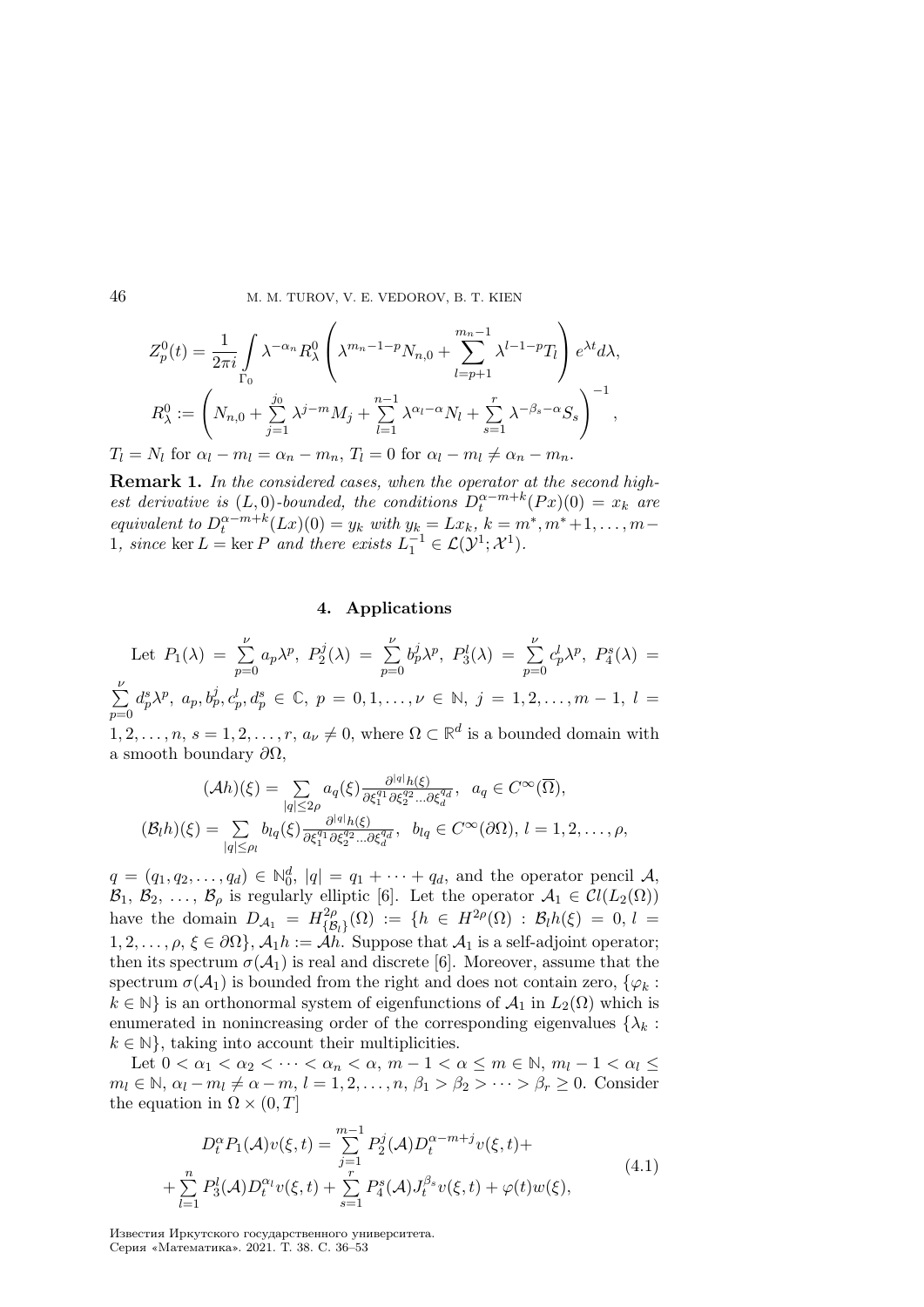$$Z_p^0(t) = \frac{1}{2\pi i} \int\limits_{\Gamma_0} \lambda^{-\alpha_n} R_\lambda^0 \left( \lambda^{m_n - 1 - p} N_{n,0} + \sum_{l=p+1}^{m_n - 1} \lambda^{l-1-p} T_l \right) e^{\lambda t} d\lambda,$$

$$R_\lambda^0 := \left( N_{n,0} + \sum_{j=1}^{j_0} \lambda^{j-m} M_j + \sum_{l=1}^{n-1} \lambda^{\alpha_l - \alpha} N_l + \sum_{s=1}^{r} \lambda^{-\beta_s - \alpha} S_s \right)^{-1},$$

$T_l = N_l$ for $\alpha_l - m_l = \alpha_n - m_n$, $T_l = 0$ for $\alpha_l - m_l \neq \alpha_n - m_n$.

**Remark 1.** *In the considered cases, when the operator at the second highest derivative is* $(L,0)$*-bounded, the conditions* $D_t^{\alpha - m + k}(Px)(0) = x_k$ *are equivalent to* $D_t^{\alpha - m + k}(Lx)(0) = y_k$ *with* $y_k = Lx_k$, $k = m^*, m^* + 1, \ldots, m - 1$, *since* $\ker L = \ker P$ *and there exists* $L_1^{-1} \in \mathcal{L}(\mathcal{Y}^1; \mathcal{X}^1)$.

## 4. Applications

Let $P_1(\lambda) = \sum\limits_{p=0}^{\nu} a_p \lambda^p$, $P_2^j(\lambda) = \sum\limits_{p=0}^{\nu} b_p^j \lambda^p$, $P_3^l(\lambda) = \sum\limits_{p=0}^{\nu} c_p^l \lambda^p$, $P_4^s(\lambda) = \sum\limits_{p=0}^{\nu} d_p^s \lambda^p$, $a_p, b_p^j, c_p^l, d_p^s \in \mathbb{C}$, $p = 0, 1, \ldots, \nu \in \mathbb{N}$, $j = 1, 2, \ldots, m-1$, $l = 1, 2, \ldots, n$, $s = 1, 2, \ldots, r$, $a_\nu \neq 0$, where $\Omega \subset \mathbb{R}^d$ is a bounded domain with a smooth boundary $\partial\Omega$,

$$(\mathcal{A}h)(\xi) = \sum_{|q| \le 2\rho} a_q(\xi) \frac{\partial^{|q|} h(\xi)}{\partial \xi_1^{q_1} \partial \xi_2^{q_2} \ldots \partial \xi_d^{q_d}}, \quad a_q \in C^\infty(\overline{\Omega}),$$

$$(\mathcal{B}_l h)(\xi) = \sum_{|q| \le \rho_l} b_{lq}(\xi) \frac{\partial^{|q|} h(\xi)}{\partial \xi_1^{q_1} \partial \xi_2^{q_2} \ldots \partial \xi_d^{q_d}}, \quad b_{lq} \in C^\infty(\partial\Omega),\ l = 1, 2, \ldots, \rho,$$

$q = (q_1, q_2, \ldots, q_d) \in \mathbb{N}_0^d$, $|q| = q_1 + \cdots + q_d$, and the operator pencil $\mathcal{A}$, $\mathcal{B}_1$, $\mathcal{B}_2$, $\ldots$, $\mathcal{B}_\rho$ is regularly elliptic [6]. Let the operator $\mathcal{A}_1 \in \mathcal{C}l(L_2(\Omega))$ have the domain $D_{\mathcal{A}_1} = H^{2\rho}_{\{\mathcal{B}_l\}}(\Omega) := \{h \in H^{2\rho}(\Omega) : \mathcal{B}_l h(\xi) = 0,\ l = 1, 2, \ldots, \rho,\ \xi \in \partial\Omega\}$, $\mathcal{A}_1 h := \mathcal{A}h$. Suppose that $\mathcal{A}_1$ is a self-adjoint operator; then its spectrum $\sigma(\mathcal{A}_1)$ is real and discrete [6]. Moreover, assume that the spectrum $\sigma(\mathcal{A}_1)$ is bounded from the right and does not contain zero, $\{\varphi_k : k \in \mathbb{N}\}$ is an orthonormal system of eigenfunctions of $\mathcal{A}_1$ in $L_2(\Omega)$ which is enumerated in nonincreasing order of the corresponding eigenvalues $\{\lambda_k : k \in \mathbb{N}\}$, taking into account their multiplicities.

Let $0 < \alpha_1 < \alpha_2 < \cdots < \alpha_n < \alpha$, $m - 1 < \alpha \le m \in \mathbb{N}$, $m_l - 1 < \alpha_l \le m_l \in \mathbb{N}$, $\alpha_l - m_l \neq \alpha - m$, $l = 1, 2, \ldots, n$, $\beta_1 > \beta_2 > \cdots > \beta_r \ge 0$. Consider the equation in $\Omega \times (0, T]$

$$\begin{aligned} D_t^\alpha P_1(\mathcal{A}) v(\xi, t) &= \sum_{j=1}^{m-1} P_2^j(\mathcal{A}) D_t^{\alpha - m + j} v(\xi, t) + \\ &+ \sum_{l=1}^{n} P_3^l(\mathcal{A}) D_t^{\alpha_l} v(\xi, t) + \sum_{s=1}^{r} P_4^s(\mathcal{A}) J_t^{\beta_s} v(\xi, t) + \varphi(t) w(\xi), \end{aligned} \tag{4.1}$$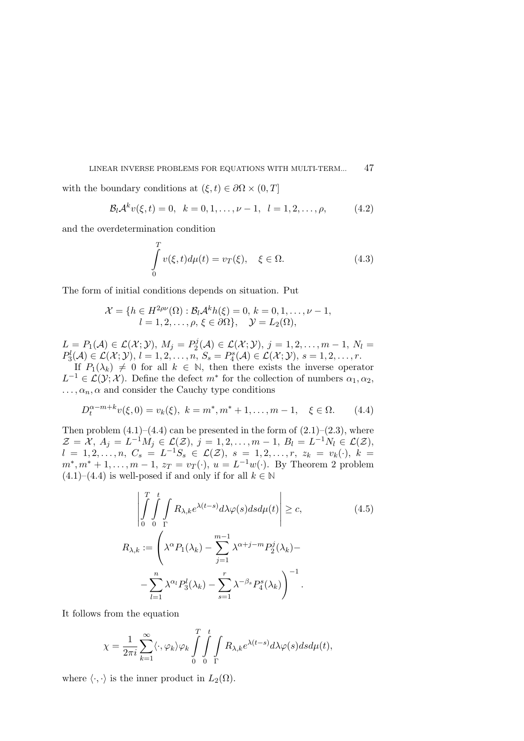with the boundary conditions at $(\xi, t) \in \partial\Omega \times (0, T]$

$$\mathcal{B}_l \mathcal{A}^k v(\xi, t) = 0, \quad k = 0, 1, \ldots, \nu - 1, \quad l = 1, 2, \ldots, \rho, \tag{4.2}$$

and the overdetermination condition

$$\int_0^T v(\xi, t) d\mu(t) = v_T(\xi), \quad \xi \in \Omega. \tag{4.3}$$

The form of initial conditions depends on situation. Put

$$\mathcal{X} = \{h \in H^{2\rho\nu}(\Omega) : \mathcal{B}_l \mathcal{A}^k h(\xi) = 0,\ k = 0, 1, \ldots, \nu - 1,\\ l = 1, 2, \ldots, \rho,\ \xi \in \partial\Omega\}, \quad \mathcal{Y} = L_2(\Omega),$$

$L = P_1(\mathcal{A}) \in \mathcal{L}(\mathcal{X}; \mathcal{Y})$, $M_j = P_2^j(\mathcal{A}) \in \mathcal{L}(\mathcal{X}; \mathcal{Y})$, $j = 1, 2, \ldots, m-1$, $N_l = P_3^l(\mathcal{A}) \in \mathcal{L}(\mathcal{X}; \mathcal{Y})$, $l = 1, 2, \ldots, n$, $S_s = P_4^s(\mathcal{A}) \in \mathcal{L}(\mathcal{X}; \mathcal{Y})$, $s = 1, 2, \ldots, r$.

If $P_1(\lambda_k) \neq 0$ for all $k \in \mathbb{N}$, then there exists the inverse operator $L^{-1} \in \mathcal{L}(\mathcal{Y}; \mathcal{X})$. Define the defect $m^*$ for the collection of numbers $\alpha_1, \alpha_2, \ldots, \alpha_n, \alpha$ and consider the Cauchy type conditions

$$D_t^{\alpha - m + k} v(\xi, 0) = v_k(\xi), \ k = m^*, m^* + 1, \ldots, m - 1, \quad \xi \in \Omega. \tag{4.4}$$

Then problem (4.1)–(4.4) can be presented in the form of (2.1)–(2.3), where $\mathcal{Z} = \mathcal{X}$, $A_j = L^{-1} M_j \in \mathcal{L}(\mathcal{Z})$, $j = 1, 2, \ldots, m-1$, $B_l = L^{-1} N_l \in \mathcal{L}(\mathcal{Z})$, $l = 1, 2, \ldots, n$, $C_s = L^{-1} S_s \in \mathcal{L}(\mathcal{Z})$, $s = 1, 2, \ldots, r$, $z_k = v_k(\cdot)$, $k = m^*, m^* + 1, \ldots, m - 1$, $z_T = v_T(\cdot)$, $u = L^{-1} w(\cdot)$. By Theorem 2 problem (4.1)–(4.4) is well-posed if and only if for all $k \in \mathbb{N}$

$$\left| \int_0^T \int_0^t \int_\Gamma R_{\lambda,k} e^{\lambda(t-s)} d\lambda \varphi(s) ds d\mu(t) \right| \geq c, \tag{4.5}$$

$$R_{\lambda,k} := \left( \lambda^\alpha P_1(\lambda_k) - \sum_{j=1}^{m-1} \lambda^{\alpha + j - m} P_2^j(\lambda_k) - \right.\\ \left. - \sum_{l=1}^n \lambda^{\alpha_l} P_3^l(\lambda_k) - \sum_{s=1}^r \lambda^{-\beta_s} P_4^s(\lambda_k) \right)^{-1}.$$

It follows from the equation

$$\chi = \frac{1}{2\pi i} \sum_{k=1}^\infty \langle \cdot, \varphi_k \rangle \varphi_k \int_0^T \int_0^t \int_\Gamma R_{\lambda,k} e^{\lambda(t-s)} d\lambda \varphi(s) ds d\mu(t),$$

where $\langle \cdot, \cdot \rangle$ is the inner product in $L_2(\Omega)$.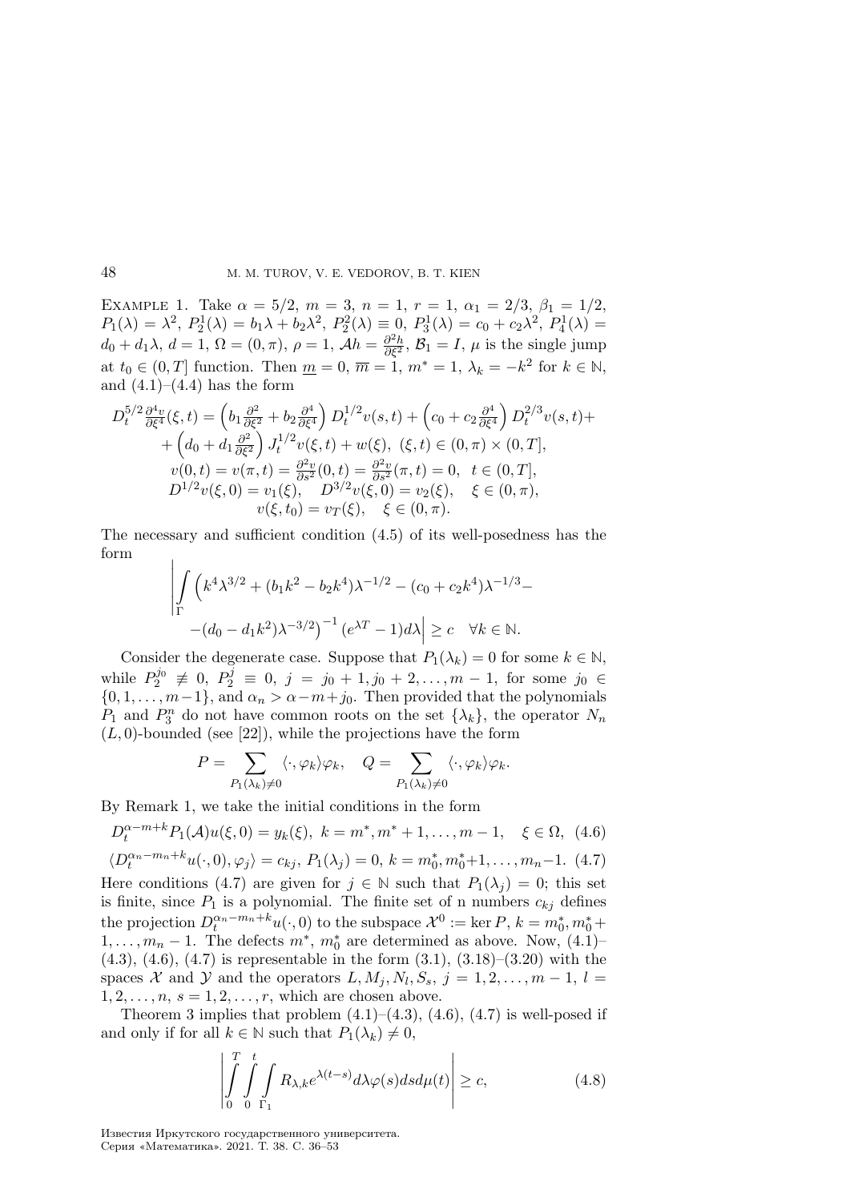Example 1. Take $\alpha = 5/2$, $m = 3$, $n = 1$, $r = 1$, $\alpha_1 = 2/3$, $\beta_1 = 1/2$, $P_1(\lambda) = \lambda^2$, $P_2^1(\lambda) = b_1\lambda + b_2\lambda^2$, $P_2^2(\lambda) \equiv 0$, $P_3^1(\lambda) = c_0 + c_2\lambda^2$, $P_4^1(\lambda) = d_0 + d_1\lambda$, $d = 1$, $\Omega = (0, \pi)$, $\rho = 1$, $\mathcal{A}h = \frac{\partial^2 h}{\partial \xi^2}$, $\mathcal{B}_1 = I$, $\mu$ is the single jump at $t_0 \in (0, T]$ function. Then $\underline{m} = 0$, $\overline{m} = 1$, $m^* = 1$, $\lambda_k = -k^2$ for $k \in \mathbb{N}$, and (4.1)–(4.4) has the form

$$D_t^{5/2}\frac{\partial^4 v}{\partial \xi^4}(\xi, t) = \left(b_1\frac{\partial^2}{\partial \xi^2} + b_2\frac{\partial^4}{\partial \xi^4}\right) D_t^{1/2}v(s, t) + \left(c_0 + c_2\frac{\partial^4}{\partial \xi^4}\right) D_t^{2/3}v(s, t) +$$
$$+ \left(d_0 + d_1\frac{\partial^2}{\partial \xi^2}\right) J_t^{1/2}v(\xi, t) + w(\xi), \ (\xi, t) \in (0, \pi) \times (0, T],$$
$$v(0, t) = v(\pi, t) = \frac{\partial^2 v}{\partial s^2}(0, t) = \frac{\partial^2 v}{\partial s^2}(\pi, t) = 0, \quad t \in (0, T],$$
$$D^{1/2}v(\xi, 0) = v_1(\xi), \quad D^{3/2}v(\xi, 0) = v_2(\xi), \quad \xi \in (0, \pi),$$
$$v(\xi, t_0) = v_T(\xi), \quad \xi \in (0, \pi).$$

The necessary and sufficient condition (4.5) of its well-posedness has the form

$$\left| \int_\Gamma \left( k^4\lambda^{3/2} + (b_1k^2 - b_2k^4)\lambda^{-1/2} - (c_0 + c_2k^4)\lambda^{-1/3} - \right.\right.$$
$$\left.\left. -(d_0 - d_1k^2)\lambda^{-3/2} \right)^{-1} (e^{\lambda T} - 1)d\lambda \right| \geq c \quad \forall k \in \mathbb{N}.$$

Consider the degenerate case. Suppose that $P_1(\lambda_k) = 0$ for some $k \in \mathbb{N}$, while $P_2^{j_0} \not\equiv 0$, $P_2^j \equiv 0$, $j = j_0 + 1, j_0 + 2, \ldots, m - 1$, for some $j_0 \in \{0, 1, \ldots, m-1\}$, and $\alpha_n > \alpha - m + j_0$. Then provided that the polynomials $P_1$ and $P_3^n$ do not have common roots on the set $\{\lambda_k\}$, the operator $N_n$ $(L, 0)$-bounded (see [22]), while the projections have the form

$$P = \sum_{P_1(\lambda_k) \neq 0} \langle \cdot, \varphi_k \rangle \varphi_k, \quad Q = \sum_{P_1(\lambda_k) \neq 0} \langle \cdot, \varphi_k \rangle \varphi_k.$$

By Remark 1, we take the initial conditions in the form

$$D_t^{\alpha - m + k}P_1(\mathcal{A})u(\xi, 0) = y_k(\xi), \ k = m^*, m^* + 1, \ldots, m - 1, \quad \xi \in \Omega, \quad (4.6)$$

$$\langle D_t^{\alpha_n - m_n + k}u(\cdot, 0), \varphi_j \rangle = c_{kj}, \ P_1(\lambda_j) = 0, \ k = m_0^*, m_0^* + 1, \ldots, m_n - 1. \quad (4.7)$$

Here conditions (4.7) are given for $j \in \mathbb{N}$ such that $P_1(\lambda_j) = 0$; this set is finite, since $P_1$ is a polynomial. The finite set of n numbers $c_{kj}$ defines the projection $D_t^{\alpha_n - m_n + k}u(\cdot, 0)$ to the subspace $\mathcal{X}^0 := \ker P$, $k = m_0^*, m_0^* + 1, \ldots, m_n - 1$. The defects $m^*$, $m_0^*$ are determined as above. Now, (4.1)–(4.3), (4.6), (4.7) is representable in the form (3.1), (3.18)–(3.20) with the spaces $\mathcal{X}$ and $\mathcal{Y}$ and the operators $L, M_j, N_l, S_s$, $j = 1, 2, \ldots, m - 1$, $l = 1, 2, \ldots, n$, $s = 1, 2, \ldots, r$, which are chosen above.

Theorem 3 implies that problem (4.1)–(4.3), (4.6), (4.7) is well-posed if and only if for all $k \in \mathbb{N}$ such that $P_1(\lambda_k) \neq 0$,

$$\left| \int_0^T \int_0^t \int_{\Gamma_1} R_{\lambda,k} e^{\lambda(t-s)} d\lambda \varphi(s) ds d\mu(t) \right| \geq c, \quad (4.8)$$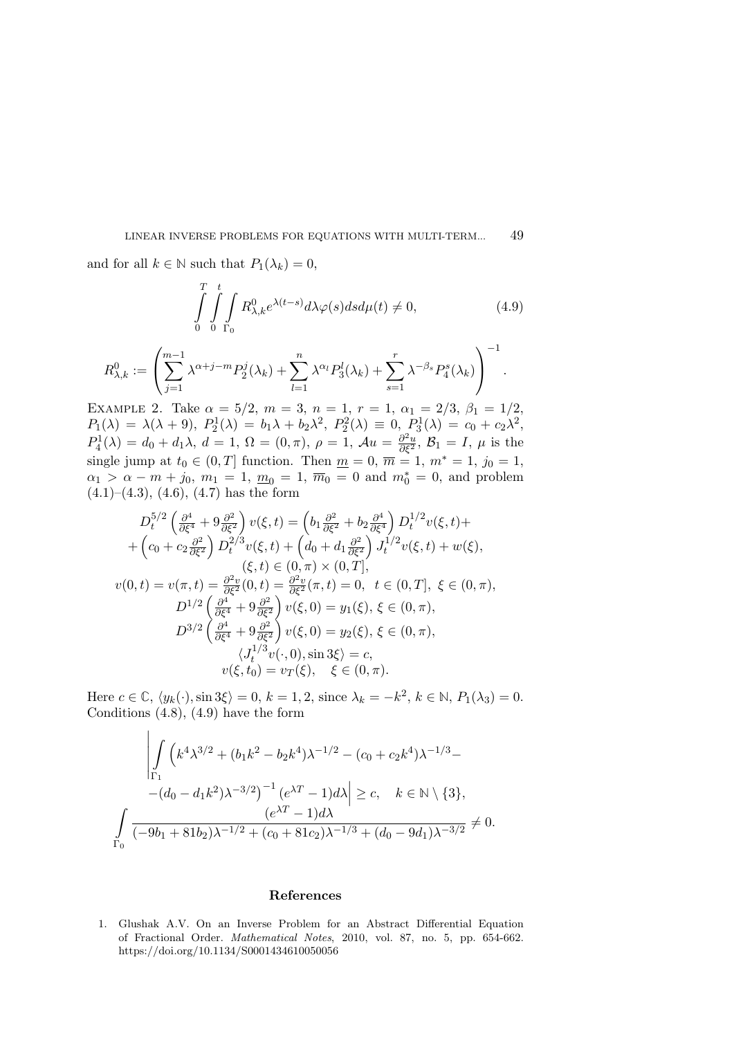and for all $k \in \mathbb{N}$ such that $P_1(\lambda_k) = 0$,

$$\int_0^T \int_0^t \int_{\Gamma_0} R^0_{\lambda,k} e^{\lambda(t-s)} d\lambda \varphi(s) ds d\mu(t) \neq 0, \tag{4.9}$$

$$R^0_{\lambda,k} := \left( \sum_{j=1}^{m-1} \lambda^{\alpha+j-m} P_2^j(\lambda_k) + \sum_{l=1}^{n} \lambda^{\alpha_l} P_3^l(\lambda_k) + \sum_{s=1}^{r} \lambda^{-\beta_s} P_4^s(\lambda_k) \right)^{-1}.$$

Example 2. Take $\alpha = 5/2$, $m = 3$, $n = 1$, $r = 1$, $\alpha_1 = 2/3$, $\beta_1 = 1/2$, $P_1(\lambda) = \lambda(\lambda + 9)$, $P_2^1(\lambda) = b_1\lambda + b_2\lambda^2$, $P_2^2(\lambda) \equiv 0$, $P_3^1(\lambda) = c_0 + c_2\lambda^2$, $P_4^1(\lambda) = d_0 + d_1\lambda$, $d = 1$, $\Omega = (0, \pi)$, $\rho = 1$, $\mathcal{A}u = \frac{\partial^2 u}{\partial \xi^2}$, $\mathcal{B}_1 = I$, $\mu$ is the single jump at $t_0 \in (0, T]$ function. Then $\underline{m} = 0$, $\overline{m} = 1$, $m^* = 1$, $j_0 = 1$, $\alpha_1 > \alpha - m + j_0$, $m_1 = 1$, $\underline{m}_0 = 1$, $\overline{m}_0 = 0$ and $m_0^* = 0$, and problem (4.1)–(4.3), (4.6), (4.7) has the form

$$\begin{gathered}
D_t^{5/2}\left(\tfrac{\partial^4}{\partial \xi^4} + 9\tfrac{\partial^2}{\partial \xi^2}\right) v(\xi, t) = \left(b_1 \tfrac{\partial^2}{\partial \xi^2} + b_2 \tfrac{\partial^4}{\partial \xi^4}\right) D_t^{1/2} v(\xi, t) + \\
+ \left(c_0 + c_2 \tfrac{\partial^2}{\partial \xi^2}\right) D_t^{2/3} v(\xi, t) + \left(d_0 + d_1 \tfrac{\partial^2}{\partial \xi^2}\right) J_t^{1/2} v(\xi, t) + w(\xi), \\
(\xi, t) \in (0, \pi) \times (0, T], \\
v(0, t) = v(\pi, t) = \tfrac{\partial^2 v}{\partial \xi^2}(0, t) = \tfrac{\partial^2 v}{\partial \xi^2}(\pi, t) = 0, \quad t \in (0, T], \ \xi \in (0, \pi), \\
D^{1/2}\left(\tfrac{\partial^4}{\partial \xi^4} + 9\tfrac{\partial^2}{\partial \xi^2}\right) v(\xi, 0) = y_1(\xi), \ \xi \in (0, \pi), \\
D^{3/2}\left(\tfrac{\partial^4}{\partial \xi^4} + 9\tfrac{\partial^2}{\partial \xi^2}\right) v(\xi, 0) = y_2(\xi), \ \xi \in (0, \pi), \\
\langle J_t^{1/3} v(\cdot, 0), \sin 3\xi \rangle = c, \\
v(\xi, t_0) = v_T(\xi), \quad \xi \in (0, \pi).
\end{gathered}$$

Here $c \in \mathbb{C}$, $\langle y_k(\cdot), \sin 3\xi \rangle = 0$, $k = 1, 2$, since $\lambda_k = -k^2$, $k \in \mathbb{N}$, $P_1(\lambda_3) = 0$. Conditions (4.8), (4.9) have the form

$$\begin{gathered}
\left| \int_{\Gamma_1} \left( k^4 \lambda^{3/2} + (b_1 k^2 - b_2 k^4)\lambda^{-1/2} - (c_0 + c_2 k^4)\lambda^{-1/3} - \right.\right. \\
\left.\left. -(d_0 - d_1 k^2)\lambda^{-3/2} \right)^{-1} (e^{\lambda T} - 1) d\lambda \right| \geq c, \quad k \in \mathbb{N} \setminus \{3\}, \\
\int_{\Gamma_0} \frac{(e^{\lambda T} - 1) d\lambda}{(-9b_1 + 81b_2)\lambda^{-1/2} + (c_0 + 81c_2)\lambda^{-1/3} + (d_0 - 9d_1)\lambda^{-3/2}} \neq 0.
\end{gathered}$$

## References

1. Glushak A.V. On an Inverse Problem for an Abstract Differential Equation of Fractional Order. *Mathematical Notes*, 2010, vol. 87, no. 5, pp. 654-662. https://doi.org/10.1134/S0001434610050056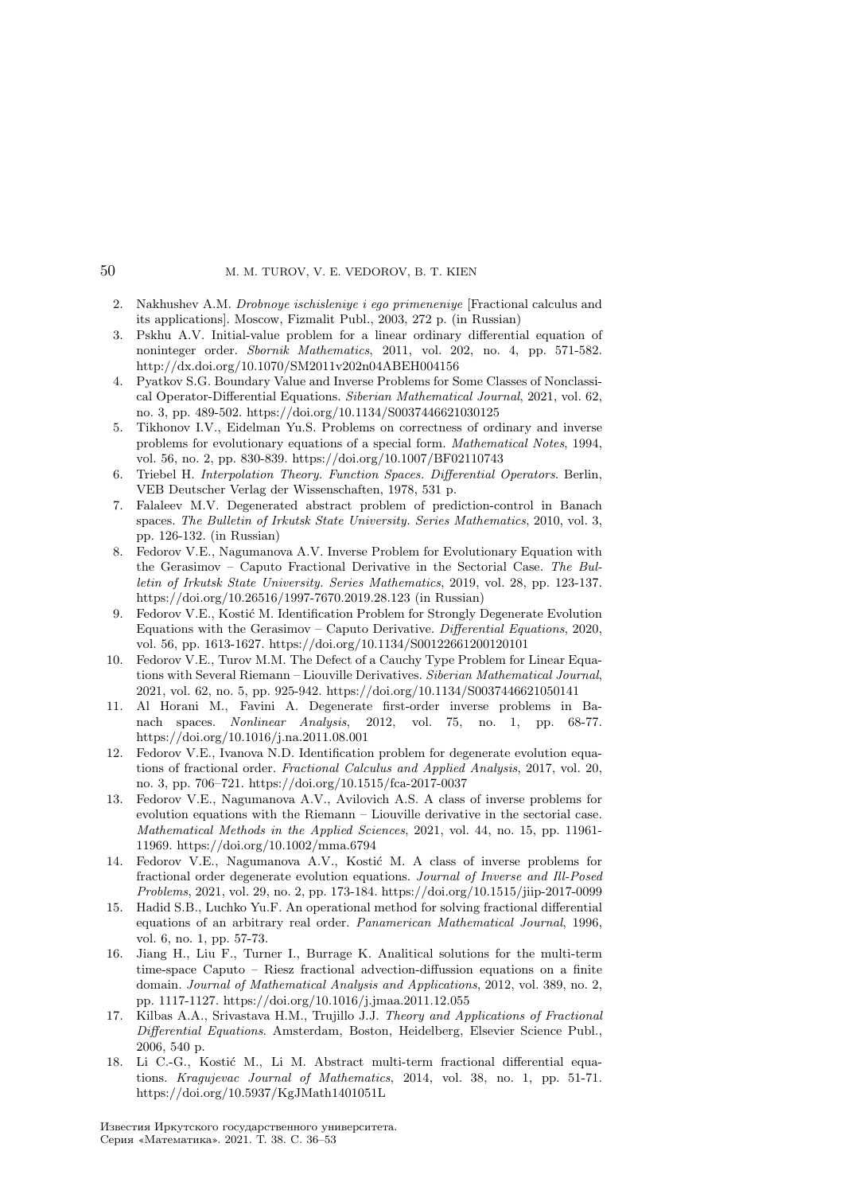2. Nakhushev A.M. *Drobnoye ischisleniye i ego primeneniye* [Fractional calculus and its applications]. Moscow, Fizmalit Publ., 2003, 272 p. (in Russian)
3. Pskhu A.V. Initial-value problem for a linear ordinary differential equation of noninteger order. *Sbornik Mathematics*, 2011, vol. 202, no. 4, pp. 571-582. http://dx.doi.org/10.1070/SM2011v202n04ABEH004156
4. Pyatkov S.G. Boundary Value and Inverse Problems for Some Classes of Nonclassical Operator-Differential Equations. *Siberian Mathematical Journal*, 2021, vol. 62, no. 3, pp. 489-502. https://doi.org/10.1134/S0037446621030125
5. Tikhonov I.V., Eidelman Yu.S. Problems on correctness of ordinary and inverse problems for evolutionary equations of a special form. *Mathematical Notes*, 1994, vol. 56, no. 2, pp. 830-839. https://doi.org/10.1007/BF02110743
6. Triebel H. *Interpolation Theory. Function Spaces. Differential Operators*. Berlin, VEB Deutscher Verlag der Wissenschaften, 1978, 531 p.
7. Falaleev M.V. Degenerated abstract problem of prediction-control in Banach spaces. *The Bulletin of Irkutsk State University. Series Mathematics*, 2010, vol. 3, pp. 126-132. (in Russian)
8. Fedorov V.E., Nagumanova A.V. Inverse Problem for Evolutionary Equation with the Gerasimov – Caputo Fractional Derivative in the Sectorial Case. *The Bulletin of Irkutsk State University. Series Mathematics*, 2019, vol. 28, pp. 123-137. https://doi.org/10.26516/1997-7670.2019.28.123 (in Russian)
9. Fedorov V.E., Kostić M. Identification Problem for Strongly Degenerate Evolution Equations with the Gerasimov – Caputo Derivative. *Differential Equations*, 2020, vol. 56, pp. 1613-1627. https://doi.org/10.1134/S00122661200120101
10. Fedorov V.E., Turov M.M. The Defect of a Cauchy Type Problem for Linear Equations with Several Riemann – Liouville Derivatives. *Siberian Mathematical Journal*, 2021, vol. 62, no. 5, pp. 925-942. https://doi.org/10.1134/S0037446621050141
11. Al Horani M., Favini A. Degenerate first-order inverse problems in Banach spaces. *Nonlinear Analysis*, 2012, vol. 75, no. 1, pp. 68-77. https://doi.org/10.1016/j.na.2011.08.001
12. Fedorov V.E., Ivanova N.D. Identification problem for degenerate evolution equations of fractional order. *Fractional Calculus and Applied Analysis*, 2017, vol. 20, no. 3, pp. 706–721. https://doi.org/10.1515/fca-2017-0037
13. Fedorov V.E., Nagumanova A.V., Avilovich A.S. A class of inverse problems for evolution equations with the Riemann – Liouville derivative in the sectorial case. *Mathematical Methods in the Applied Sciences*, 2021, vol. 44, no. 15, pp. 11961-11969. https://doi.org/10.1002/mma.6794
14. Fedorov V.E., Nagumanova A.V., Kostić M. A class of inverse problems for fractional order degenerate evolution equations. *Journal of Inverse and Ill-Posed Problems*, 2021, vol. 29, no. 2, pp. 173-184. https://doi.org/10.1515/jiip-2017-0099
15. Hadid S.B., Luchko Yu.F. An operational method for solving fractional differential equations of an arbitrary real order. *Panamerican Mathematical Journal*, 1996, vol. 6, no. 1, pp. 57-73.
16. Jiang H., Liu F., Turner I., Burrage K. Analitical solutions for the multi-term time-space Caputo – Riesz fractional advection-diffussion equations on a finite domain. *Journal of Mathematical Analysis and Applications*, 2012, vol. 389, no. 2, pp. 1117-1127. https://doi.org/10.1016/j.jmaa.2011.12.055
17. Kilbas A.A., Srivastava H.M., Trujillo J.J. *Theory and Applications of Fractional Differential Equations*. Amsterdam, Boston, Heidelberg, Elsevier Science Publ., 2006, 540 p.
18. Li C.-G., Kostić M., Li M. Abstract multi-term fractional differential equations. *Kragujevac Journal of Mathematics*, 2014, vol. 38, no. 1, pp. 51-71. https://doi.org/10.5937/KgJMath1401051L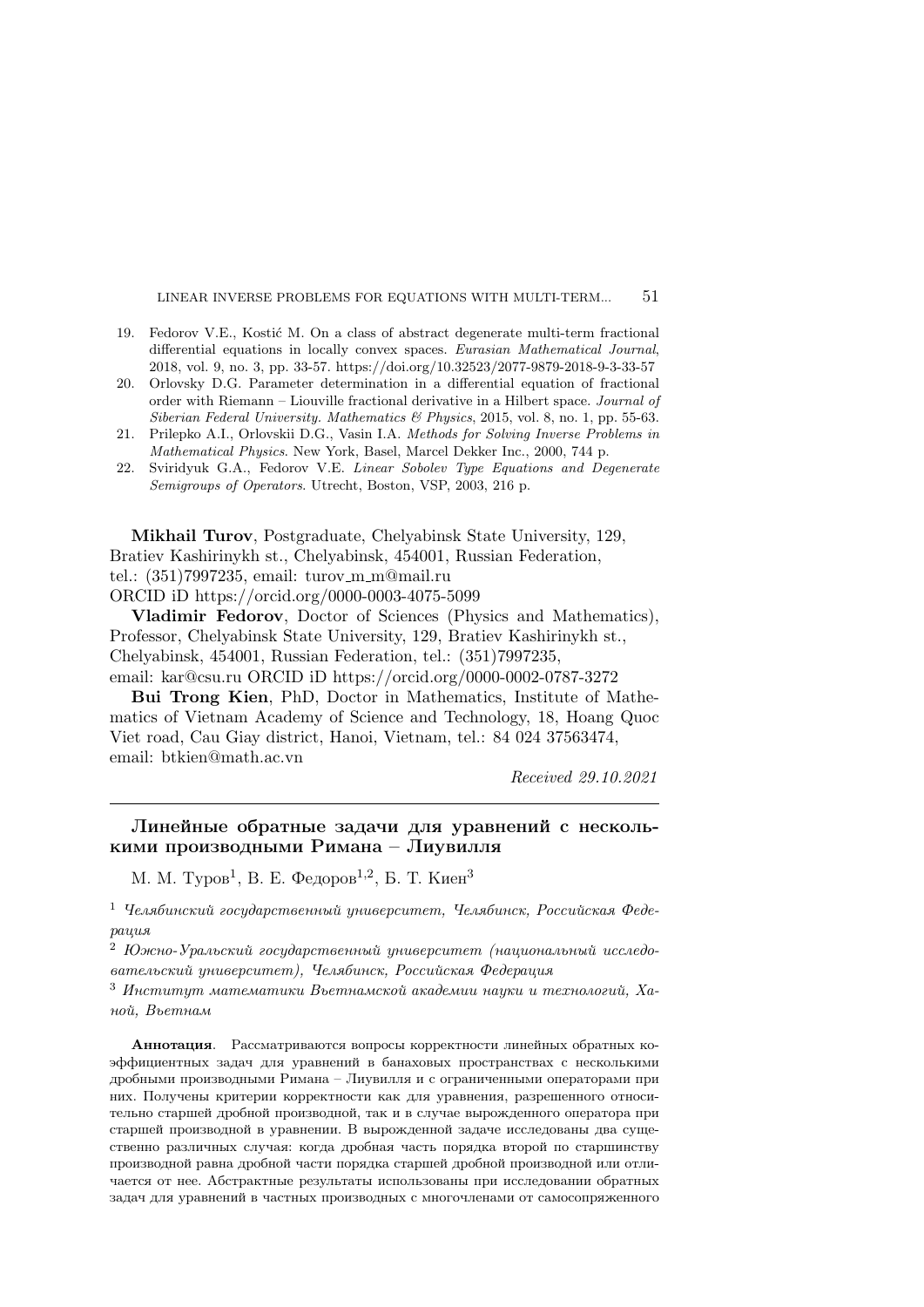19. Fedorov V.E., Kostić M. On a class of abstract degenerate multi-term fractional differential equations in locally convex spaces. *Eurasian Mathematical Journal*, 2018, vol. 9, no. 3, pp. 33-57. https://doi.org/10.32523/2077-9879-2018-9-3-33-57
20. Orlovsky D.G. Parameter determination in a differential equation of fractional order with Riemann – Liouville fractional derivative in a Hilbert space. *Journal of Siberian Federal University. Mathematics & Physics*, 2015, vol. 8, no. 1, pp. 55-63.
21. Prilepko A.I., Orlovskii D.G., Vasin I.A. *Methods for Solving Inverse Problems in Mathematical Physics*. New York, Basel, Marcel Dekker Inc., 2000, 744 p.
22. Sviridyuk G.A., Fedorov V.E. *Linear Sobolev Type Equations and Degenerate Semigroups of Operators*. Utrecht, Boston, VSP, 2003, 216 p.

**Mikhail Turov**, Postgraduate, Chelyabinsk State University, 129, Bratiev Kashirinykh st., Chelyabinsk, 454001, Russian Federation, tel.: (351)7997235, email: turov_m_m@mail.ru
ORCID iD https://orcid.org/0000-0003-4075-5099

**Vladimir Fedorov**, Doctor of Sciences (Physics and Mathematics), Professor, Chelyabinsk State University, 129, Bratiev Kashirinykh st., Chelyabinsk, 454001, Russian Federation, tel.: (351)7997235, email: kar@csu.ru ORCID iD https://orcid.org/0000-0002-0787-3272

**Bui Trong Kien**, PhD, Doctor in Mathematics, Institute of Mathematics of Vietnam Academy of Science and Technology, 18, Hoang Quoc Viet road, Cau Giay district, Hanoi, Vietnam, tel.: 84 024 37563474, email: btkien@math.ac.vn

*Received 29.10.2021*

---

## Линейные обратные задачи для уравнений с несколькими производными Римана – Лиувилля

М. М. Туров[1], В. Е. Федоров[1,2], Б. Т. Киен[3]

[1] *Челябинский государственный университет, Челябинск, Российская Федерация*

[2] *Южно-Уральский государственный университет (национальный исследовательский университет), Челябинск, Российская Федерация*

[3] *Институт математики Вьетнамской академии науки и технологий, Ханой, Вьетнам*

**Аннотация**. Рассматриваются вопросы корректности линейных обратных коэффициентных задач для уравнений в банаховых пространствах с несколькими дробными производными Римана – Лиувилля и с ограниченными операторами при них. Получены критерии корректности как для уравнения, разрешенного относительно старшей дробной производной, так и в случае вырожденного оператора при старшей производной в уравнении. В вырожденной задаче исследованы два существенно различных случая: когда дробная часть порядка второй по старшинству производной равна дробной части порядка старшей дробной производной или отличается от нее. Абстрактные результаты использованы при исследовании обратных задач для уравнений в частных производных с многочленами от самосопряженного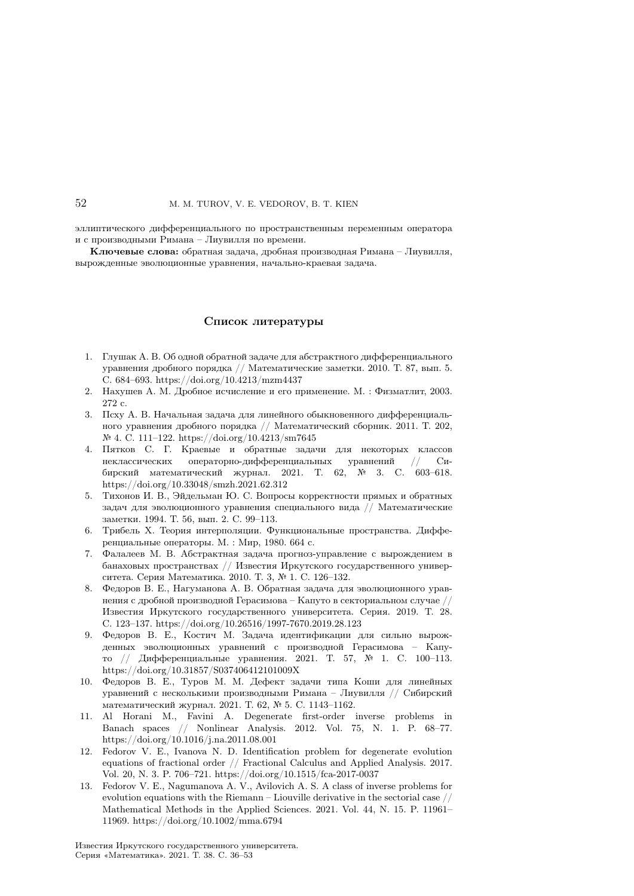эллиптического дифференциального по пространственным переменным оператора и с производными Римана – Лиувилля по времени.

**Ключевые слова:** обратная задача, дробная производная Римана – Лиувилля, вырожденные эволюционные уравнения, начально-краевая задача.

## Список литературы

1. Глушак А. В. Об одной обратной задаче для абстрактного дифференциального уравнения дробного порядка // Математические заметки. 2010. Т. 87, вып. 5. С. 684–693. https://doi.org/10.4213/mzm4437
2. Нахушев А. М. Дробное исчисление и его применение. М. : Физматлит, 2003. 272 с.
3. Псху А. В. Начальная задача для линейного обыкновенного дифференциального уравнения дробного порядка // Математический сборник. 2011. Т. 202, № 4. С. 111–122. https://doi.org/10.4213/sm7645
4. Пятков С. Г. Краевые и обратные задачи для некоторых классов неклассических операторно-дифференциальных уравнений // Сибирский математический журнал. 2021. Т. 62, № 3. С. 603–618. https://doi.org/10.33048/smzh.2021.62.312
5. Тихонов И. В., Эйдельман Ю. С. Вопросы корректности прямых и обратных задач для эволюционного уравнения специального вида // Математические заметки. 1994. Т. 56, вып. 2. С. 99–113.
6. Трибель Х. Теория интерполяции. Функциональные пространства. Дифференциальные операторы. М. : Мир, 1980. 664 с.
7. Фалалеев М. В. Абстрактная задача прогноз-управление с вырождением в банаховых пространствах // Известия Иркутского государственного университета. Серия Математика. 2010. Т. 3, № 1. С. 126–132.
8. Федоров В. Е., Нагуманова А. В. Обратная задача для эволюционного уравнения с дробной производной Герасимова – Капуто в секториальном случае // Известия Иркутского государственного университета. Серия. 2019. Т. 28. С. 123–137. https://doi.org/10.26516/1997-7670.2019.28.123
9. Федоров В. Е., Костич М. Задача идентификации для сильно вырожденных эволюционных уравнений с производной Герасимова – Капуто // Дифференциальные уравнения. 2021. Т. 57, № 1. С. 100–113. https://doi.org/10.31857/S037406412101009X
10. Федоров В. Е., Туров М. М. Дефект задачи типа Коши для линейных уравнений с несколькими производными Римана – Лиувилля // Сибирский математический журнал. 2021. Т. 62, № 5. С. 1143–1162.
11. Al Horani M., Favini A. Degenerate first-order inverse problems in Banach spaces // Nonlinear Analysis. 2012. Vol. 75, N. 1. P. 68–77. https://doi.org/10.1016/j.na.2011.08.001
12. Fedorov V. E., Ivanova N. D. Identification problem for degenerate evolution equations of fractional order // Fractional Calculus and Applied Analysis. 2017. Vol. 20, N. 3. P. 706–721. https://doi.org/10.1515/fca-2017-0037
13. Fedorov V. E., Nagumanova A. V., Avilovich A. S. A class of inverse problems for evolution equations with the Riemann – Liouville derivative in the sectorial case // Mathematical Methods in the Applied Sciences. 2021. Vol. 44, N. 15. P. 11961–11969. https://doi.org/10.1002/mma.6794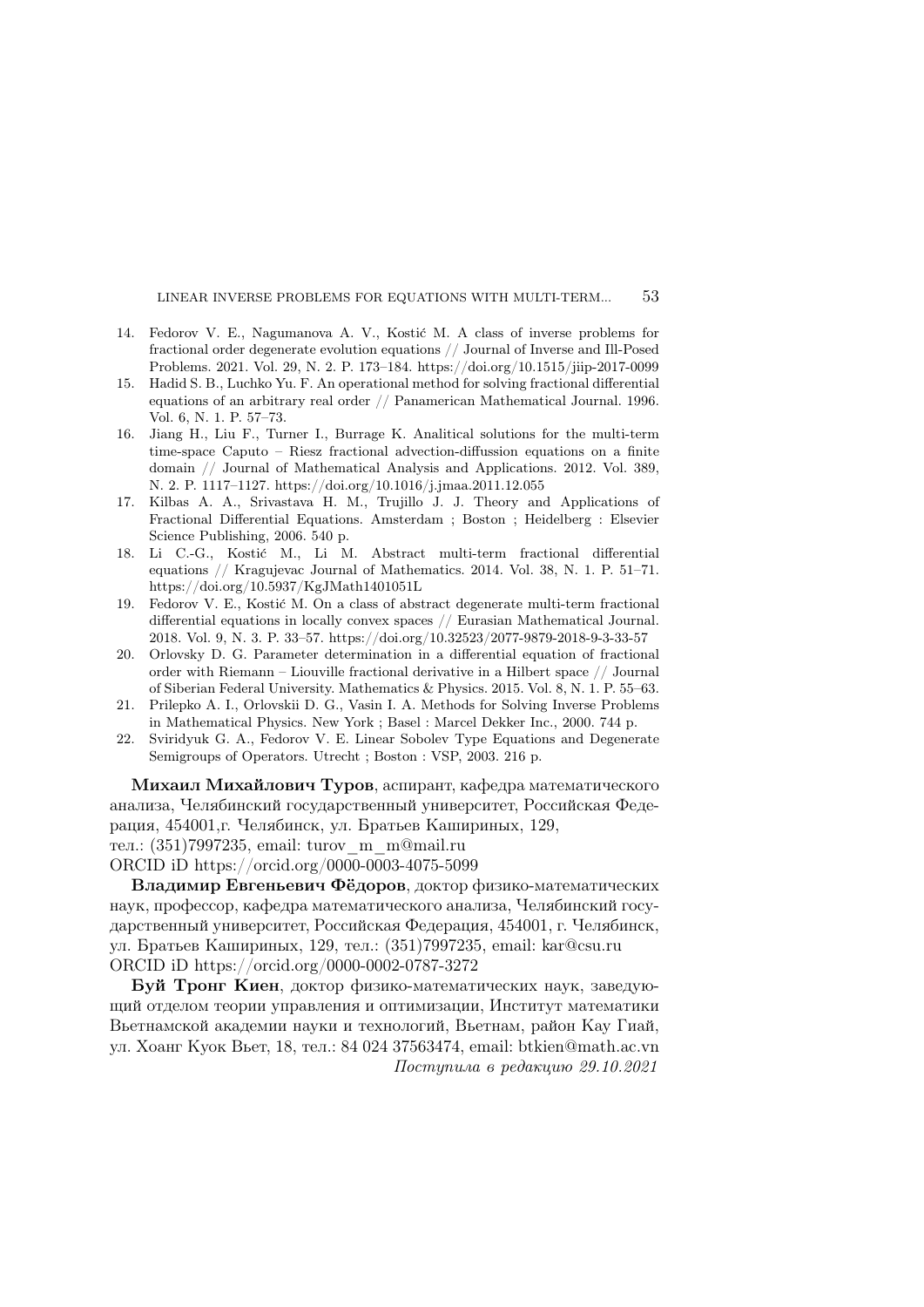14. Fedorov V. E., Nagumanova A. V., Kostić M. A class of inverse problems for fractional order degenerate evolution equations // Journal of Inverse and Ill-Posed Problems. 2021. Vol. 29, N. 2. P. 173–184. https://doi.org/10.1515/jiip-2017-0099
15. Hadid S. B., Luchko Yu. F. An operational method for solving fractional differential equations of an arbitrary real order // Panamerican Mathematical Journal. 1996. Vol. 6, N. 1. P. 57–73.
16. Jiang H., Liu F., Turner I., Burrage K. Analitical solutions for the multi-term time-space Caputo – Riesz fractional advection-diffussion equations on a finite domain // Journal of Mathematical Analysis and Applications. 2012. Vol. 389, N. 2. P. 1117–1127. https://doi.org/10.1016/j.jmaa.2011.12.055
17. Kilbas A. A., Srivastava H. M., Trujillo J. J. Theory and Applications of Fractional Differential Equations. Amsterdam ; Boston ; Heidelberg : Elsevier Science Publishing, 2006. 540 p.
18. Li C.-G., Kostić M., Li M. Abstract multi-term fractional differential equations // Kragujevac Journal of Mathematics. 2014. Vol. 38, N. 1. P. 51–71. https://doi.org/10.5937/KgJMath1401051L
19. Fedorov V. E., Kostić M. On a class of abstract degenerate multi-term fractional differential equations in locally convex spaces // Eurasian Mathematical Journal. 2018. Vol. 9, N. 3. P. 33–57. https://doi.org/10.32523/2077-9879-2018-9-3-33-57
20. Orlovsky D. G. Parameter determination in a differential equation of fractional order with Riemann – Liouville fractional derivative in a Hilbert space // Journal of Siberian Federal University. Mathematics & Physics. 2015. Vol. 8, N. 1. P. 55–63.
21. Prilepko A. I., Orlovskii D. G., Vasin I. A. Methods for Solving Inverse Problems in Mathematical Physics. New York ; Basel : Marcel Dekker Inc., 2000. 744 p.
22. Sviridyuk G. A., Fedorov V. E. Linear Sobolev Type Equations and Degenerate Semigroups of Operators. Utrecht ; Boston : VSP, 2003. 216 p.

**Михаил Михайлович Туров**, аспирант, кафедра математического анализа, Челябинский государственный университет, Российская Федерация, 454001,г. Челябинск, ул. Братьев Кашириных, 129,
тел.: (351)7997235, email: turov_m_m@mail.ru
ORCID iD https://orcid.org/0000-0003-4075-5099

**Владимир Евгеньевич Фёдоров**, доктор физико-математических наук, профессор, кафедра математического анализа, Челябинский государственный университет, Российская Федерация, 454001, г. Челябинск, ул. Братьев Кашириных, 129, тел.: (351)7997235, email: kar@csu.ru
ORCID iD https://orcid.org/0000-0002-0787-3272

**Буй Тронг Киен**, доктор физико-математических наук, заведующий отделом теории управления и оптимизации, Институт математики Вьетнамской академии науки и технологий, Вьетнам, район Кау Гиай, ул. Хоанг Куок Вьет, 18, тел.: 84 024 37563474, email: btkien@math.ac.vn

*Поступила в редакцию 29.10.2021*